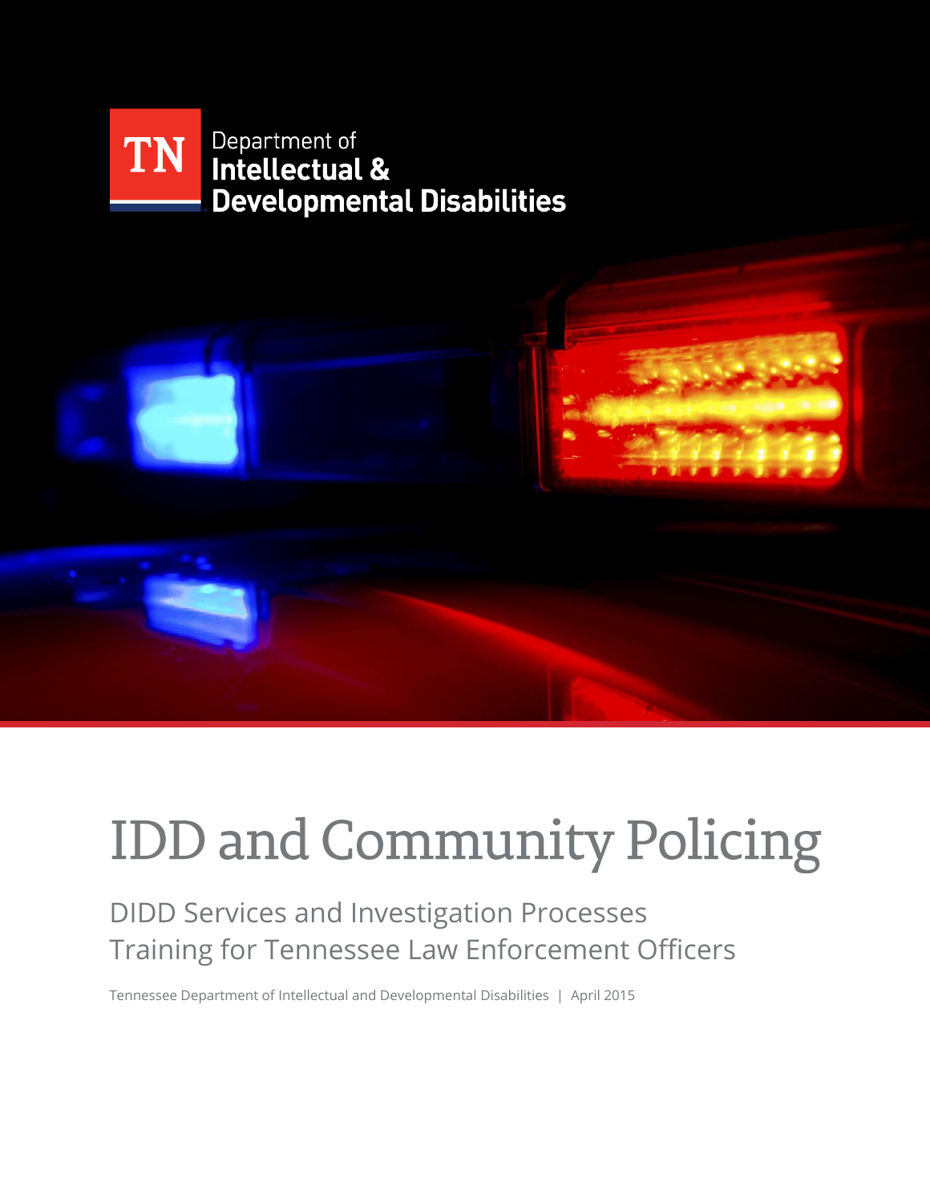TN Department of Intellectual & Developmental Disabilities

# IDD and Community Policing

## DIDD Services and Investigation Processes
## Training for Tennessee Law Enforcement Officers

Tennessee Department of Intellectual and Developmental Disabilities | April 2015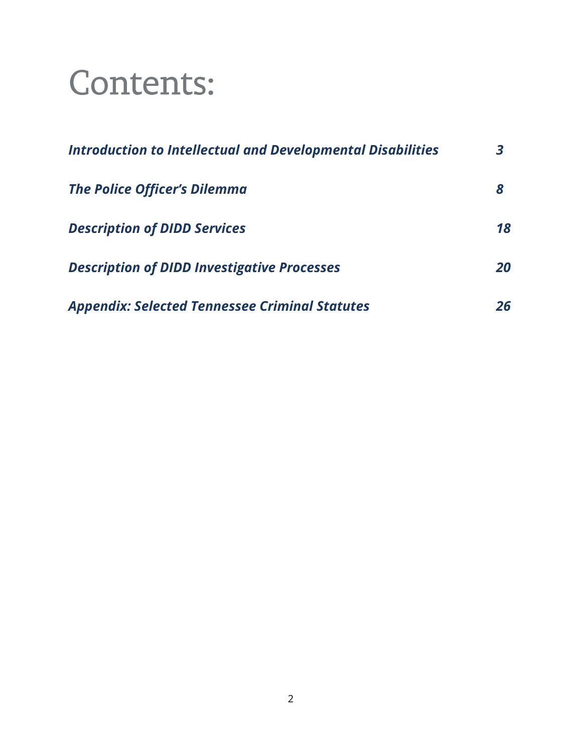# Contents:

| | |
|---|---|
| ***Introduction to Intellectual and Developmental Disabilities*** | ***3*** |
| ***The Police Officer's Dilemma*** | ***8*** |
| ***Description of DIDD Services*** | ***18*** |
| ***Description of DIDD Investigative Processes*** | ***20*** |
| ***Appendix: Selected Tennessee Criminal Statutes*** | ***26*** |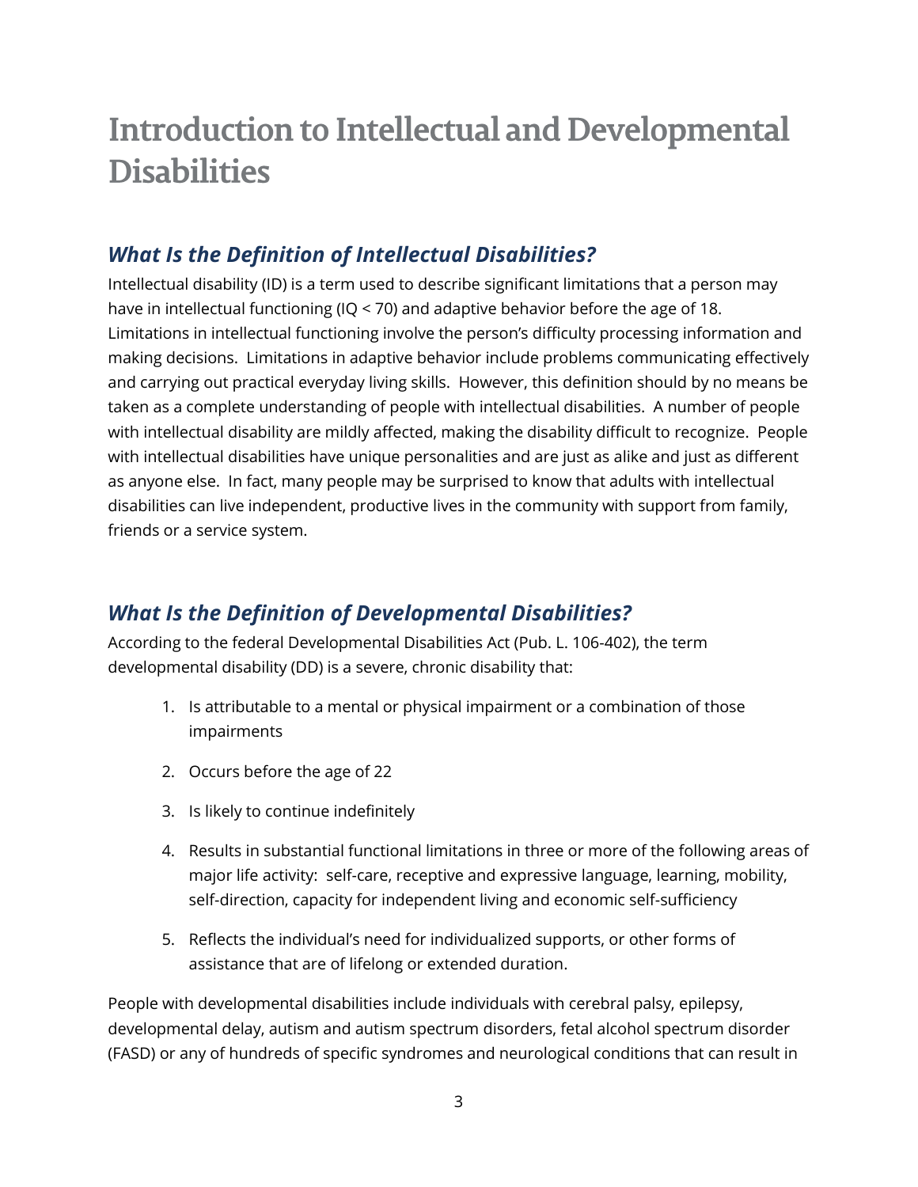# Introduction to Intellectual and Developmental Disabilities

## *What Is the Definition of Intellectual Disabilities?*

Intellectual disability (ID) is a term used to describe significant limitations that a person may have in intellectual functioning (IQ < 70) and adaptive behavior before the age of 18. Limitations in intellectual functioning involve the person's difficulty processing information and making decisions. Limitations in adaptive behavior include problems communicating effectively and carrying out practical everyday living skills. However, this definition should by no means be taken as a complete understanding of people with intellectual disabilities. A number of people with intellectual disability are mildly affected, making the disability difficult to recognize. People with intellectual disabilities have unique personalities and are just as alike and just as different as anyone else. In fact, many people may be surprised to know that adults with intellectual disabilities can live independent, productive lives in the community with support from family, friends or a service system.

## *What Is the Definition of Developmental Disabilities?*

According to the federal Developmental Disabilities Act (Pub. L. 106-402), the term developmental disability (DD) is a severe, chronic disability that:

1. Is attributable to a mental or physical impairment or a combination of those impairments
2. Occurs before the age of 22
3. Is likely to continue indefinitely
4. Results in substantial functional limitations in three or more of the following areas of major life activity: self-care, receptive and expressive language, learning, mobility, self-direction, capacity for independent living and economic self-sufficiency
5. Reflects the individual's need for individualized supports, or other forms of assistance that are of lifelong or extended duration.

People with developmental disabilities include individuals with cerebral palsy, epilepsy, developmental delay, autism and autism spectrum disorders, fetal alcohol spectrum disorder (FASD) or any of hundreds of specific syndromes and neurological conditions that can result in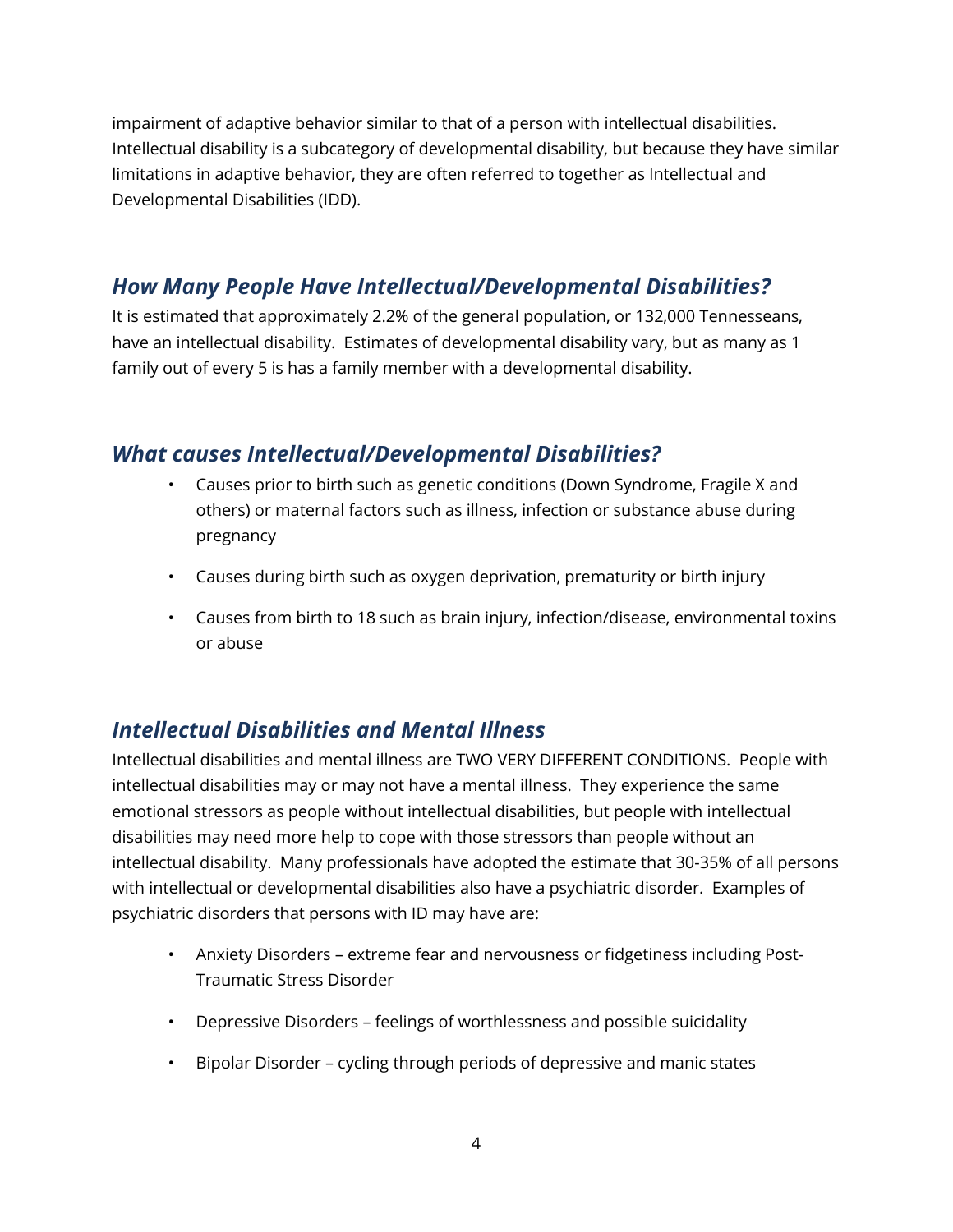impairment of adaptive behavior similar to that of a person with intellectual disabilities. Intellectual disability is a subcategory of developmental disability, but because they have similar limitations in adaptive behavior, they are often referred to together as Intellectual and Developmental Disabilities (IDD).

## *How Many People Have Intellectual/Developmental Disabilities?*

It is estimated that approximately 2.2% of the general population, or 132,000 Tennesseans, have an intellectual disability. Estimates of developmental disability vary, but as many as 1 family out of every 5 is has a family member with a developmental disability.

## *What causes Intellectual/Developmental Disabilities?*

- Causes prior to birth such as genetic conditions (Down Syndrome, Fragile X and others) or maternal factors such as illness, infection or substance abuse during pregnancy
- Causes during birth such as oxygen deprivation, prematurity or birth injury
- Causes from birth to 18 such as brain injury, infection/disease, environmental toxins or abuse

## *Intellectual Disabilities and Mental Illness*

Intellectual disabilities and mental illness are TWO VERY DIFFERENT CONDITIONS. People with intellectual disabilities may or may not have a mental illness. They experience the same emotional stressors as people without intellectual disabilities, but people with intellectual disabilities may need more help to cope with those stressors than people without an intellectual disability. Many professionals have adopted the estimate that 30-35% of all persons with intellectual or developmental disabilities also have a psychiatric disorder. Examples of psychiatric disorders that persons with ID may have are:

- Anxiety Disorders – extreme fear and nervousness or fidgetiness including Post-Traumatic Stress Disorder
- Depressive Disorders – feelings of worthlessness and possible suicidality
- Bipolar Disorder – cycling through periods of depressive and manic states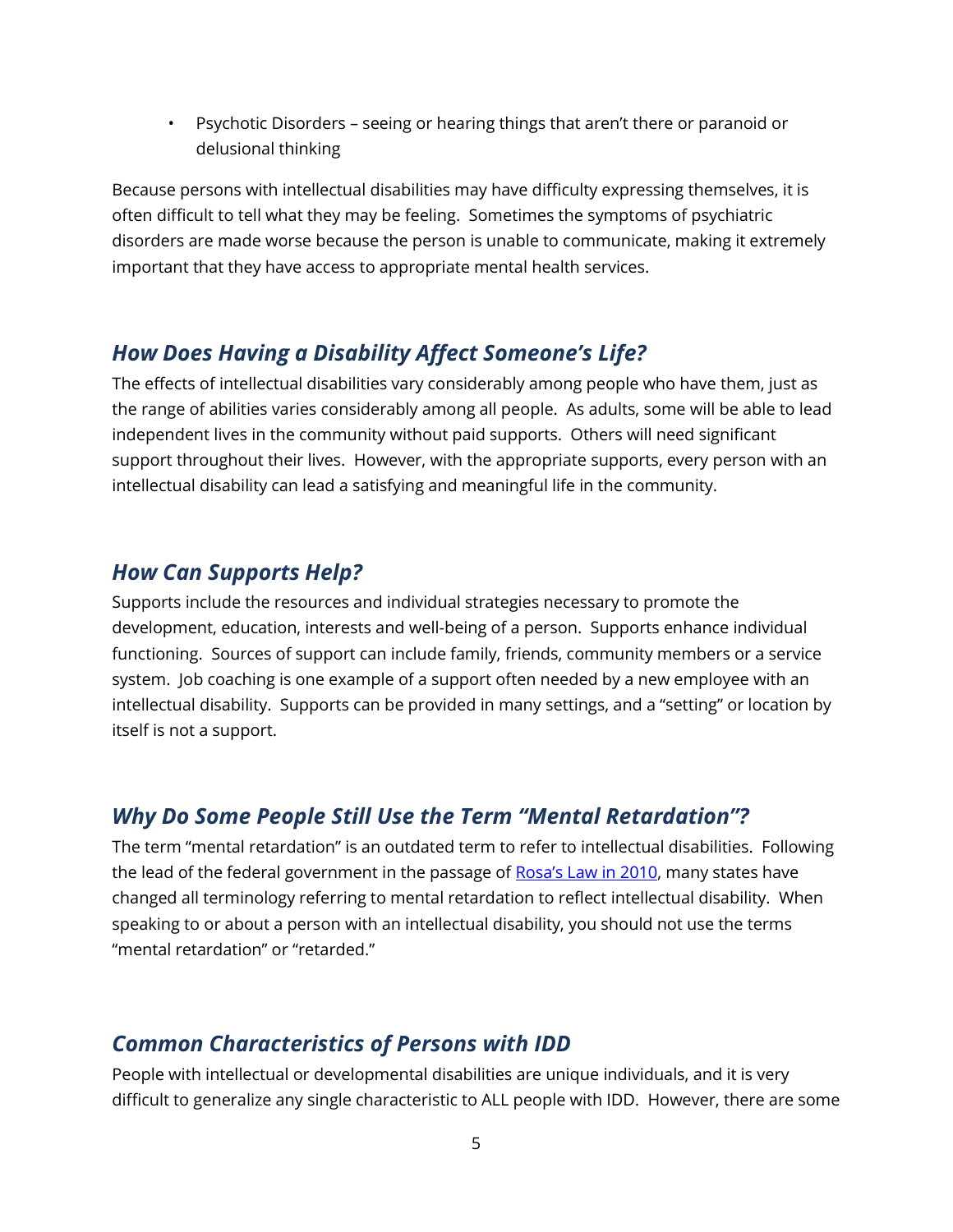- Psychotic Disorders – seeing or hearing things that aren't there or paranoid or delusional thinking

Because persons with intellectual disabilities may have difficulty expressing themselves, it is often difficult to tell what they may be feeling. Sometimes the symptoms of psychiatric disorders are made worse because the person is unable to communicate, making it extremely important that they have access to appropriate mental health services.

## *How Does Having a Disability Affect Someone's Life?*

The effects of intellectual disabilities vary considerably among people who have them, just as the range of abilities varies considerably among all people. As adults, some will be able to lead independent lives in the community without paid supports. Others will need significant support throughout their lives. However, with the appropriate supports, every person with an intellectual disability can lead a satisfying and meaningful life in the community.

## *How Can Supports Help?*

Supports include the resources and individual strategies necessary to promote the development, education, interests and well-being of a person. Supports enhance individual functioning. Sources of support can include family, friends, community members or a service system. Job coaching is one example of a support often needed by a new employee with an intellectual disability. Supports can be provided in many settings, and a "setting" or location by itself is not a support.

## *Why Do Some People Still Use the Term "Mental Retardation"?*

The term "mental retardation" is an outdated term to refer to intellectual disabilities. Following the lead of the federal government in the passage of Rosa's Law in 2010, many states have changed all terminology referring to mental retardation to reflect intellectual disability. When speaking to or about a person with an intellectual disability, you should not use the terms "mental retardation" or "retarded."

## *Common Characteristics of Persons with IDD*

People with intellectual or developmental disabilities are unique individuals, and it is very difficult to generalize any single characteristic to ALL people with IDD. However, there are some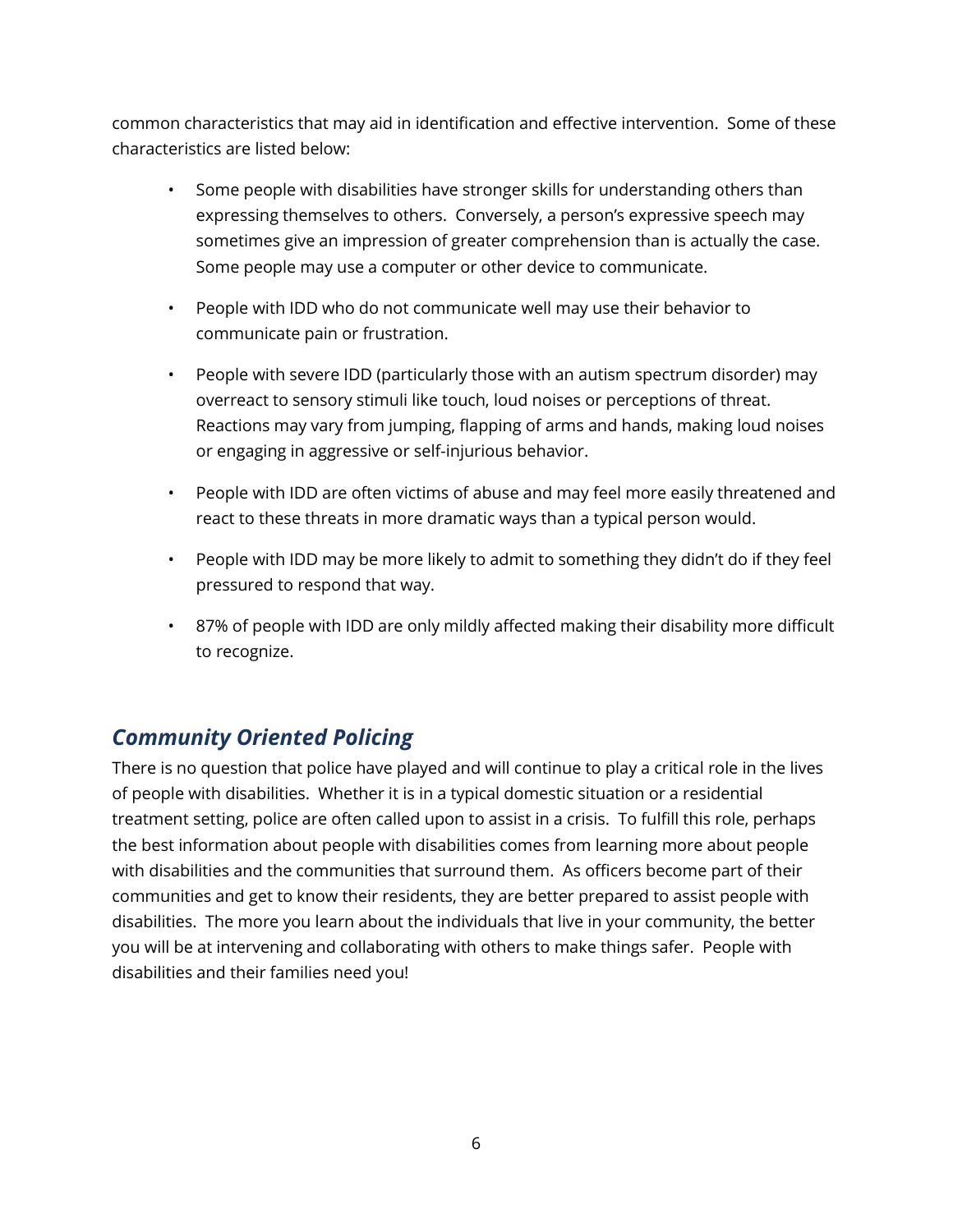common characteristics that may aid in identification and effective intervention. Some of these characteristics are listed below:

- Some people with disabilities have stronger skills for understanding others than expressing themselves to others. Conversely, a person's expressive speech may sometimes give an impression of greater comprehension than is actually the case. Some people may use a computer or other device to communicate.
- People with IDD who do not communicate well may use their behavior to communicate pain or frustration.
- People with severe IDD (particularly those with an autism spectrum disorder) may overreact to sensory stimuli like touch, loud noises or perceptions of threat. Reactions may vary from jumping, flapping of arms and hands, making loud noises or engaging in aggressive or self-injurious behavior.
- People with IDD are often victims of abuse and may feel more easily threatened and react to these threats in more dramatic ways than a typical person would.
- People with IDD may be more likely to admit to something they didn't do if they feel pressured to respond that way.
- 87% of people with IDD are only mildly affected making their disability more difficult to recognize.

## *Community Oriented Policing*

There is no question that police have played and will continue to play a critical role in the lives of people with disabilities. Whether it is in a typical domestic situation or a residential treatment setting, police are often called upon to assist in a crisis. To fulfill this role, perhaps the best information about people with disabilities comes from learning more about people with disabilities and the communities that surround them. As officers become part of their communities and get to know their residents, they are better prepared to assist people with disabilities. The more you learn about the individuals that live in your community, the better you will be at intervening and collaborating with others to make things safer. People with disabilities and their families need you!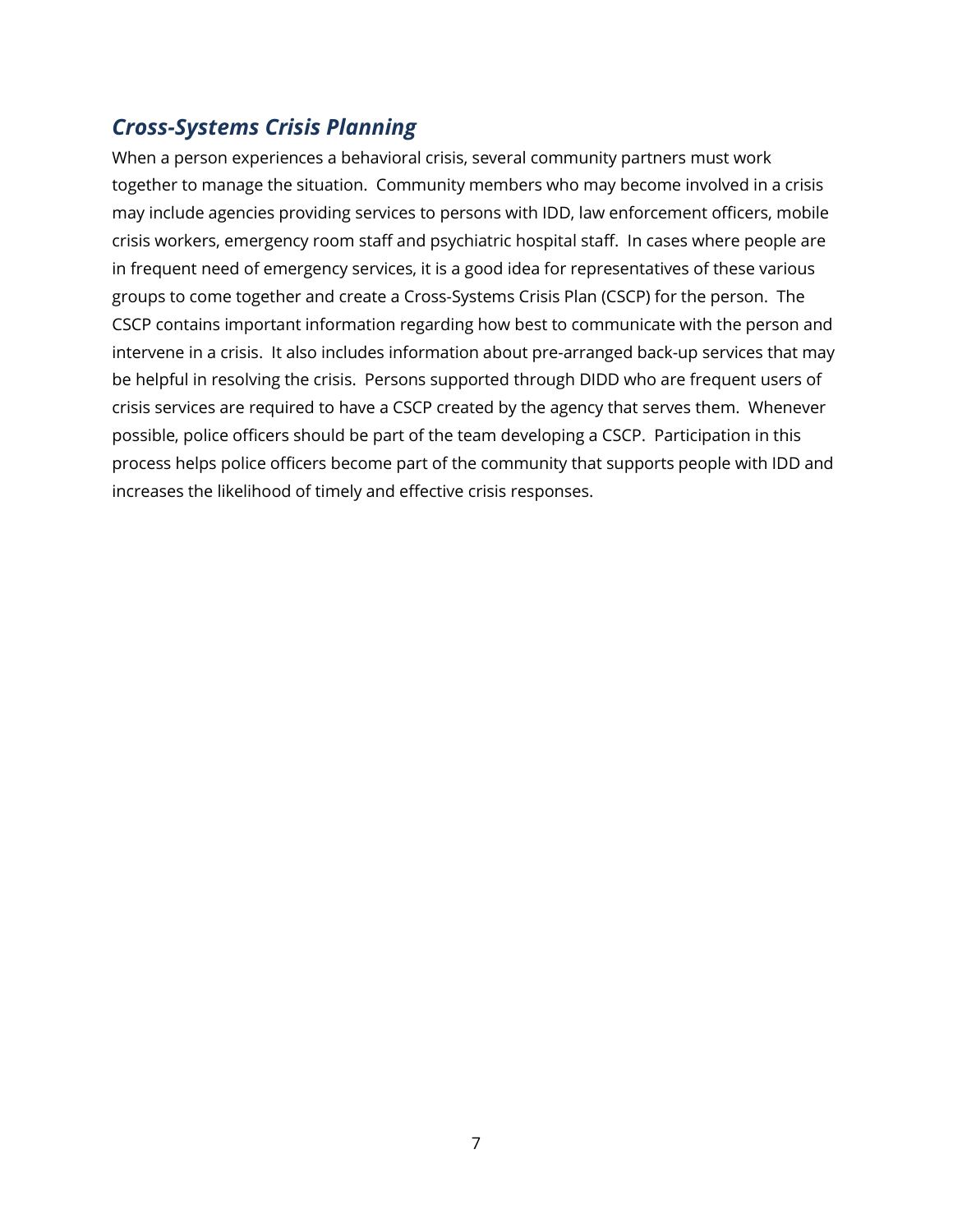## *Cross-Systems Crisis Planning*

When a person experiences a behavioral crisis, several community partners must work together to manage the situation. Community members who may become involved in a crisis may include agencies providing services to persons with IDD, law enforcement officers, mobile crisis workers, emergency room staff and psychiatric hospital staff. In cases where people are in frequent need of emergency services, it is a good idea for representatives of these various groups to come together and create a Cross-Systems Crisis Plan (CSCP) for the person. The CSCP contains important information regarding how best to communicate with the person and intervene in a crisis. It also includes information about pre-arranged back-up services that may be helpful in resolving the crisis. Persons supported through DIDD who are frequent users of crisis services are required to have a CSCP created by the agency that serves them. Whenever possible, police officers should be part of the team developing a CSCP. Participation in this process helps police officers become part of the community that supports people with IDD and increases the likelihood of timely and effective crisis responses.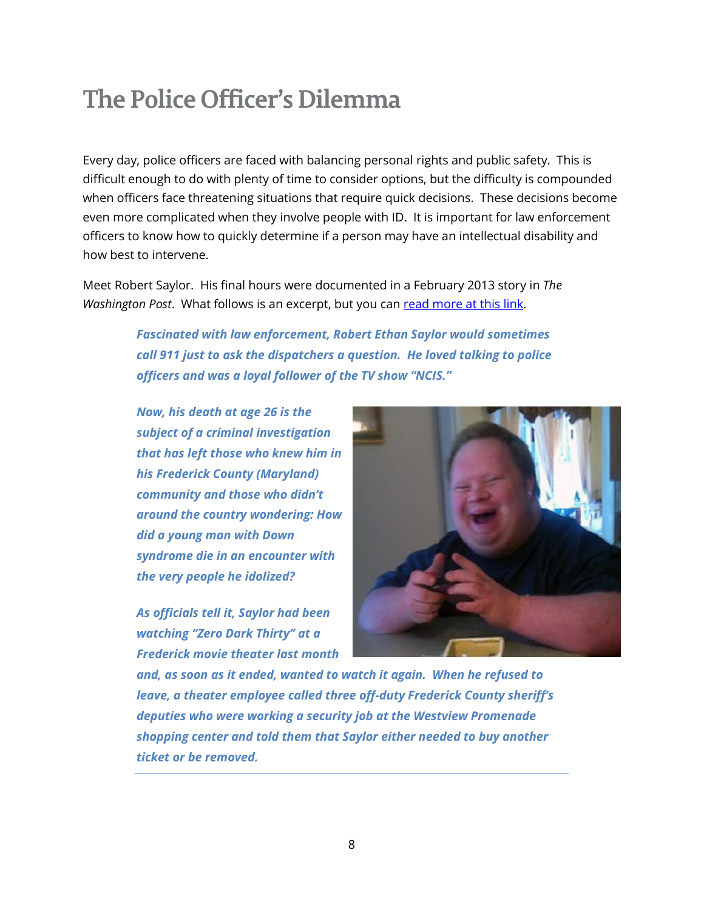# The Police Officer's Dilemma

Every day, police officers are faced with balancing personal rights and public safety. This is difficult enough to do with plenty of time to consider options, but the difficulty is compounded when officers face threatening situations that require quick decisions. These decisions become even more complicated when they involve people with ID. It is important for law enforcement officers to know how to quickly determine if a person may have an intellectual disability and how best to intervene.

Meet Robert Saylor. His final hours were documented in a February 2013 story in *The Washington Post*. What follows is an excerpt, but you can [read more at this link](#).

> ***Fascinated with law enforcement, Robert Ethan Saylor would sometimes call 911 just to ask the dispatchers a question. He loved talking to police officers and was a loyal follower of the TV show "NCIS."***
>
> ***Now, his death at age 26 is the subject of a criminal investigation that has left those who knew him in his Frederick County (Maryland) community and those who didn't around the country wondering: How did a young man with Down syndrome die in an encounter with the very people he idolized?***
>
> ***As officials tell it, Saylor had been watching "Zero Dark Thirty" at a Frederick movie theater last month and, as soon as it ended, wanted to watch it again. When he refused to leave, a theater employee called three off-duty Frederick County sheriff's deputies who were working a security job at the Westview Promenade shopping center and told them that Saylor either needed to buy another ticket or be removed.***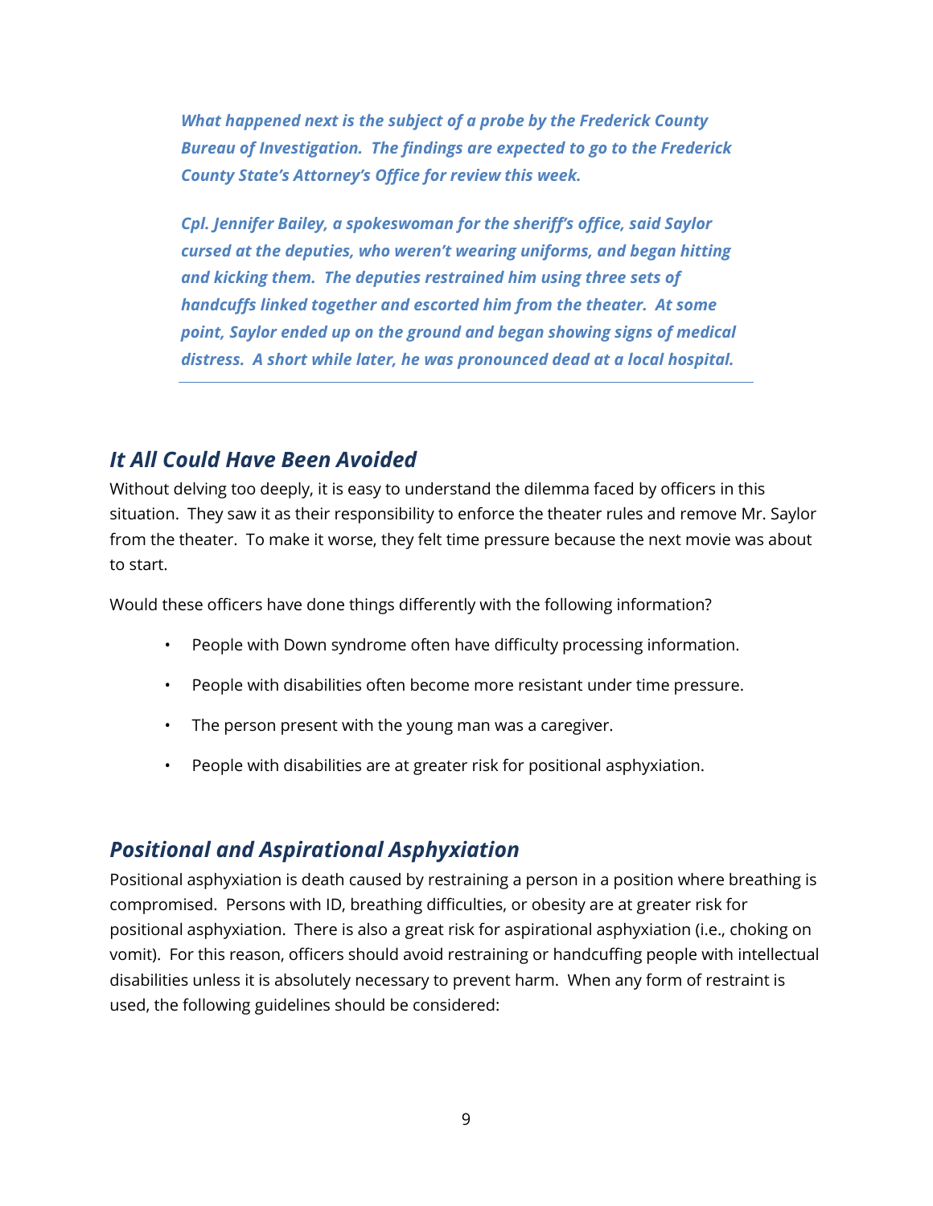> ***What happened next is the subject of a probe by the Frederick County Bureau of Investigation. The findings are expected to go to the Frederick County State's Attorney's Office for review this week.***
>
> ***Cpl. Jennifer Bailey, a spokeswoman for the sheriff's office, said Saylor cursed at the deputies, who weren't wearing uniforms, and began hitting and kicking them. The deputies restrained him using three sets of handcuffs linked together and escorted him from the theater. At some point, Saylor ended up on the ground and began showing signs of medical distress. A short while later, he was pronounced dead at a local hospital.***

## *It All Could Have Been Avoided*

Without delving too deeply, it is easy to understand the dilemma faced by officers in this situation. They saw it as their responsibility to enforce the theater rules and remove Mr. Saylor from the theater. To make it worse, they felt time pressure because the next movie was about to start.

Would these officers have done things differently with the following information?

- People with Down syndrome often have difficulty processing information.
- People with disabilities often become more resistant under time pressure.
- The person present with the young man was a caregiver.
- People with disabilities are at greater risk for positional asphyxiation.

## *Positional and Aspirational Asphyxiation*

Positional asphyxiation is death caused by restraining a person in a position where breathing is compromised. Persons with ID, breathing difficulties, or obesity are at greater risk for positional asphyxiation. There is also a great risk for aspirational asphyxiation (i.e., choking on vomit). For this reason, officers should avoid restraining or handcuffing people with intellectual disabilities unless it is absolutely necessary to prevent harm. When any form of restraint is used, the following guidelines should be considered: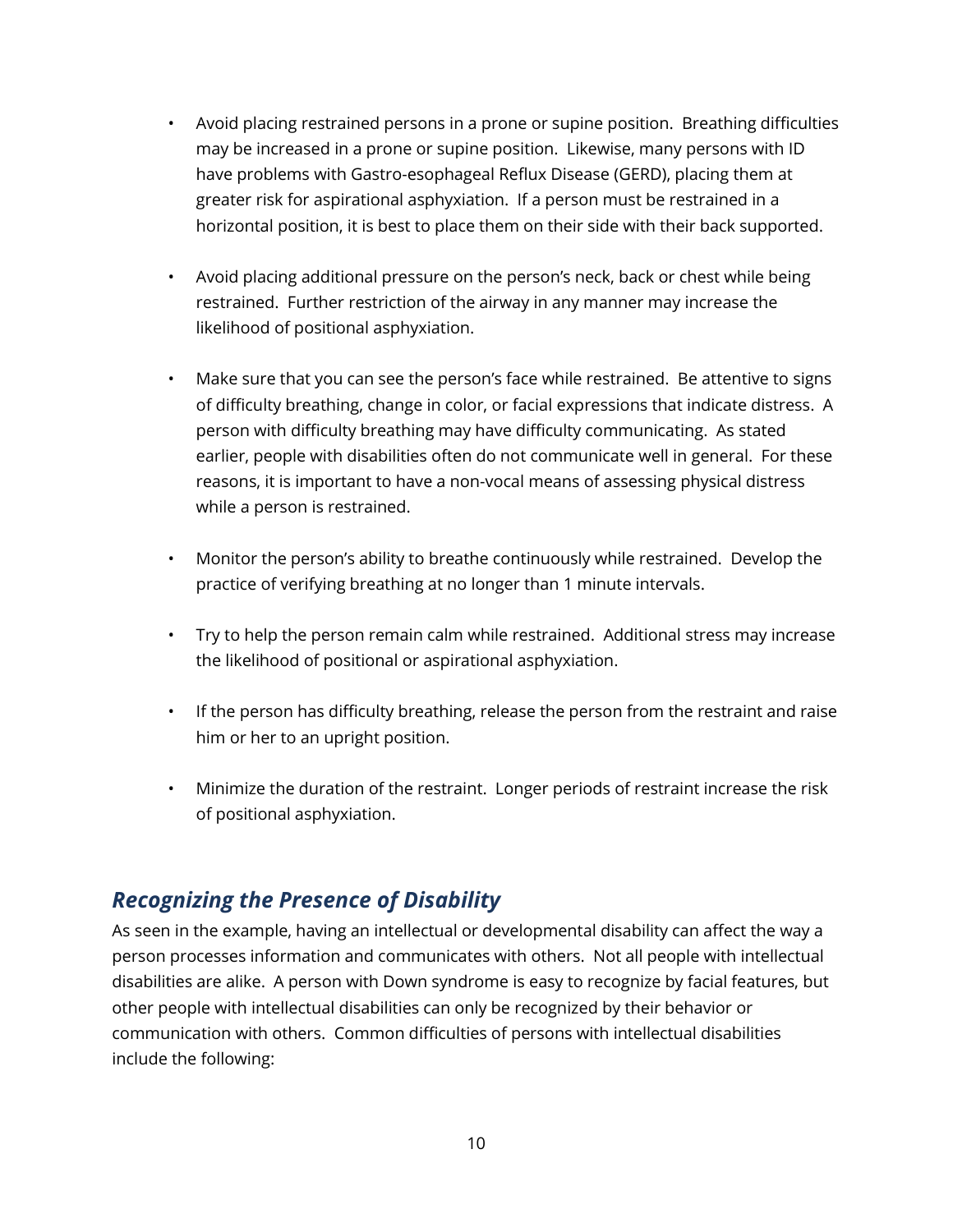- Avoid placing restrained persons in a prone or supine position. Breathing difficulties may be increased in a prone or supine position. Likewise, many persons with ID have problems with Gastro-esophageal Reflux Disease (GERD), placing them at greater risk for aspirational asphyxiation. If a person must be restrained in a horizontal position, it is best to place them on their side with their back supported.

- Avoid placing additional pressure on the person's neck, back or chest while being restrained. Further restriction of the airway in any manner may increase the likelihood of positional asphyxiation.

- Make sure that you can see the person's face while restrained. Be attentive to signs of difficulty breathing, change in color, or facial expressions that indicate distress. A person with difficulty breathing may have difficulty communicating. As stated earlier, people with disabilities often do not communicate well in general. For these reasons, it is important to have a non-vocal means of assessing physical distress while a person is restrained.

- Monitor the person's ability to breathe continuously while restrained. Develop the practice of verifying breathing at no longer than 1 minute intervals.

- Try to help the person remain calm while restrained. Additional stress may increase the likelihood of positional or aspirational asphyxiation.

- If the person has difficulty breathing, release the person from the restraint and raise him or her to an upright position.

- Minimize the duration of the restraint. Longer periods of restraint increase the risk of positional asphyxiation.

## *Recognizing the Presence of Disability*

As seen in the example, having an intellectual or developmental disability can affect the way a person processes information and communicates with others. Not all people with intellectual disabilities are alike. A person with Down syndrome is easy to recognize by facial features, but other people with intellectual disabilities can only be recognized by their behavior or communication with others. Common difficulties of persons with intellectual disabilities include the following: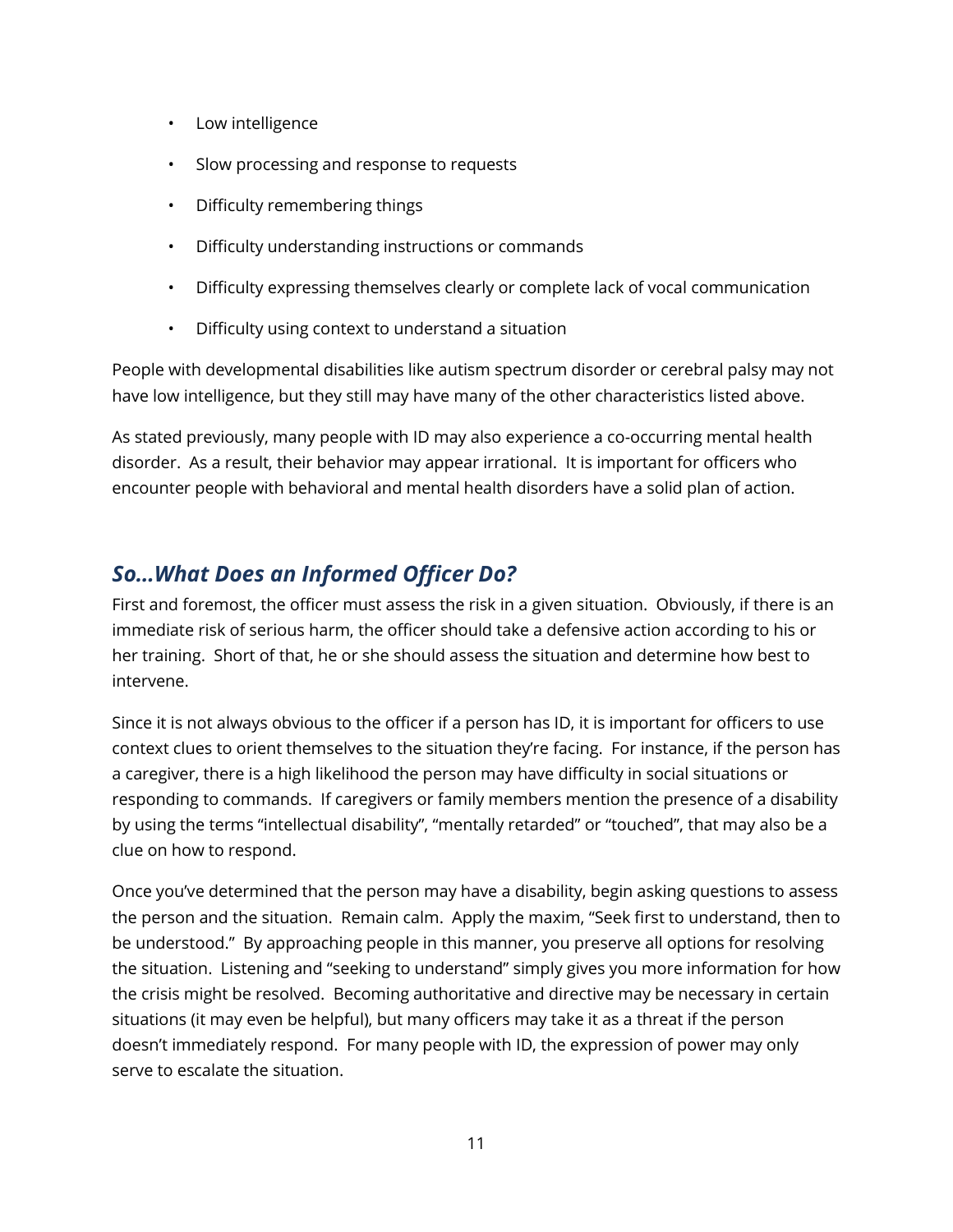- Low intelligence
- Slow processing and response to requests
- Difficulty remembering things
- Difficulty understanding instructions or commands
- Difficulty expressing themselves clearly or complete lack of vocal communication
- Difficulty using context to understand a situation

People with developmental disabilities like autism spectrum disorder or cerebral palsy may not have low intelligence, but they still may have many of the other characteristics listed above.

As stated previously, many people with ID may also experience a co-occurring mental health disorder. As a result, their behavior may appear irrational. It is important for officers who encounter people with behavioral and mental health disorders have a solid plan of action.

## *So...What Does an Informed Officer Do?*

First and foremost, the officer must assess the risk in a given situation. Obviously, if there is an immediate risk of serious harm, the officer should take a defensive action according to his or her training. Short of that, he or she should assess the situation and determine how best to intervene.

Since it is not always obvious to the officer if a person has ID, it is important for officers to use context clues to orient themselves to the situation they're facing. For instance, if the person has a caregiver, there is a high likelihood the person may have difficulty in social situations or responding to commands. If caregivers or family members mention the presence of a disability by using the terms "intellectual disability", "mentally retarded" or "touched", that may also be a clue on how to respond.

Once you've determined that the person may have a disability, begin asking questions to assess the person and the situation. Remain calm. Apply the maxim, "Seek first to understand, then to be understood." By approaching people in this manner, you preserve all options for resolving the situation. Listening and "seeking to understand" simply gives you more information for how the crisis might be resolved. Becoming authoritative and directive may be necessary in certain situations (it may even be helpful), but many officers may take it as a threat if the person doesn't immediately respond. For many people with ID, the expression of power may only serve to escalate the situation.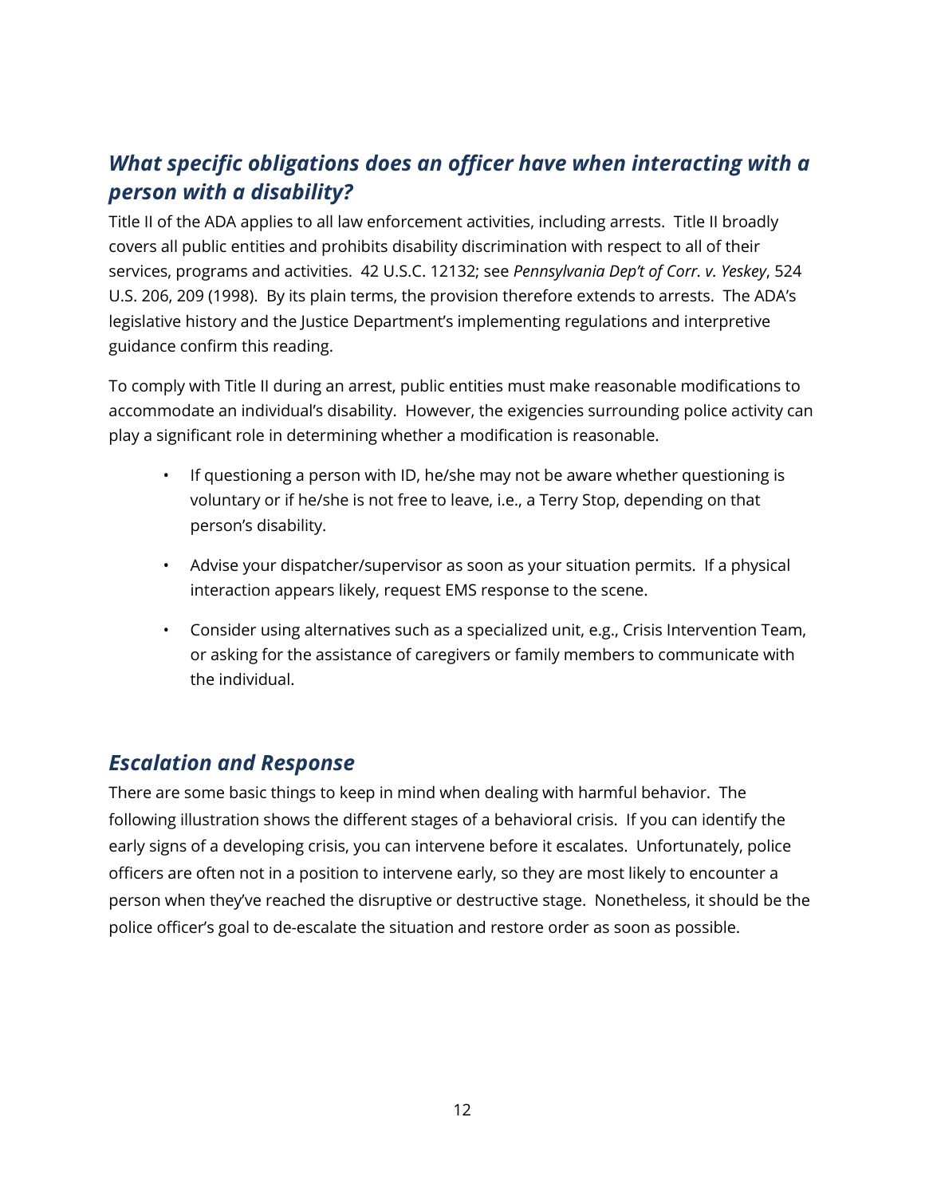## *What specific obligations does an officer have when interacting with a person with a disability?*

Title II of the ADA applies to all law enforcement activities, including arrests. Title II broadly covers all public entities and prohibits disability discrimination with respect to all of their services, programs and activities. 42 U.S.C. 12132; see *Pennsylvania Dep't of Corr. v. Yeskey*, 524 U.S. 206, 209 (1998). By its plain terms, the provision therefore extends to arrests. The ADA's legislative history and the Justice Department's implementing regulations and interpretive guidance confirm this reading.

To comply with Title II during an arrest, public entities must make reasonable modifications to accommodate an individual's disability. However, the exigencies surrounding police activity can play a significant role in determining whether a modification is reasonable.

- If questioning a person with ID, he/she may not be aware whether questioning is voluntary or if he/she is not free to leave, i.e., a Terry Stop, depending on that person's disability.
- Advise your dispatcher/supervisor as soon as your situation permits. If a physical interaction appears likely, request EMS response to the scene.
- Consider using alternatives such as a specialized unit, e.g., Crisis Intervention Team, or asking for the assistance of caregivers or family members to communicate with the individual.

## *Escalation and Response*

There are some basic things to keep in mind when dealing with harmful behavior. The following illustration shows the different stages of a behavioral crisis. If you can identify the early signs of a developing crisis, you can intervene before it escalates. Unfortunately, police officers are often not in a position to intervene early, so they are most likely to encounter a person when they've reached the disruptive or destructive stage. Nonetheless, it should be the police officer's goal to de-escalate the situation and restore order as soon as possible.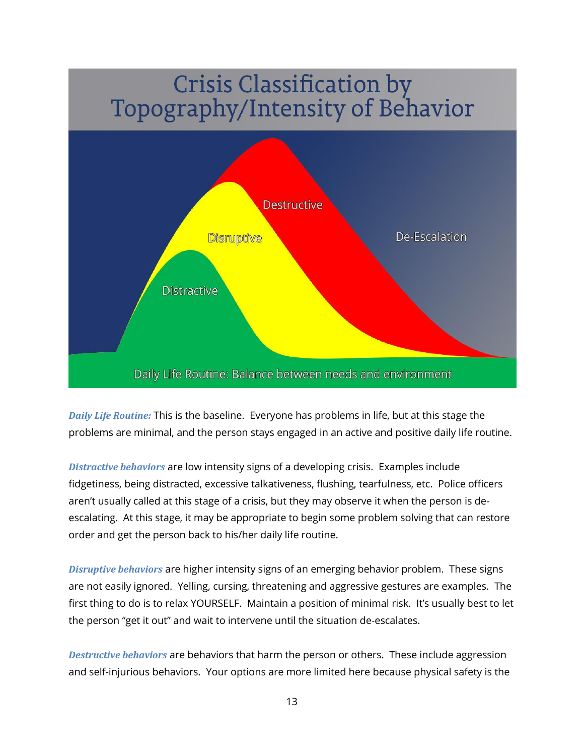# Crisis Classification by Topography/Intensity of Behavior

Destructive

Disruptive

De-Escalation

Distractive

Daily Life Routine: Balance between needs and environment

***Daily Life Routine:*** This is the baseline. Everyone has problems in life, but at this stage the problems are minimal, and the person stays engaged in an active and positive daily life routine.

***Distractive behaviors*** are low intensity signs of a developing crisis. Examples include fidgetiness, being distracted, excessive talkativeness, flushing, tearfulness, etc. Police officers aren't usually called at this stage of a crisis, but they may observe it when the person is de-escalating. At this stage, it may be appropriate to begin some problem solving that can restore order and get the person back to his/her daily life routine.

***Disruptive behaviors*** are higher intensity signs of an emerging behavior problem. These signs are not easily ignored. Yelling, cursing, threatening and aggressive gestures are examples. The first thing to do is to relax YOURSELF. Maintain a position of minimal risk. It's usually best to let the person "get it out" and wait to intervene until the situation de-escalates.

***Destructive behaviors*** are behaviors that harm the person or others. These include aggression and self-injurious behaviors. Your options are more limited here because physical safety is the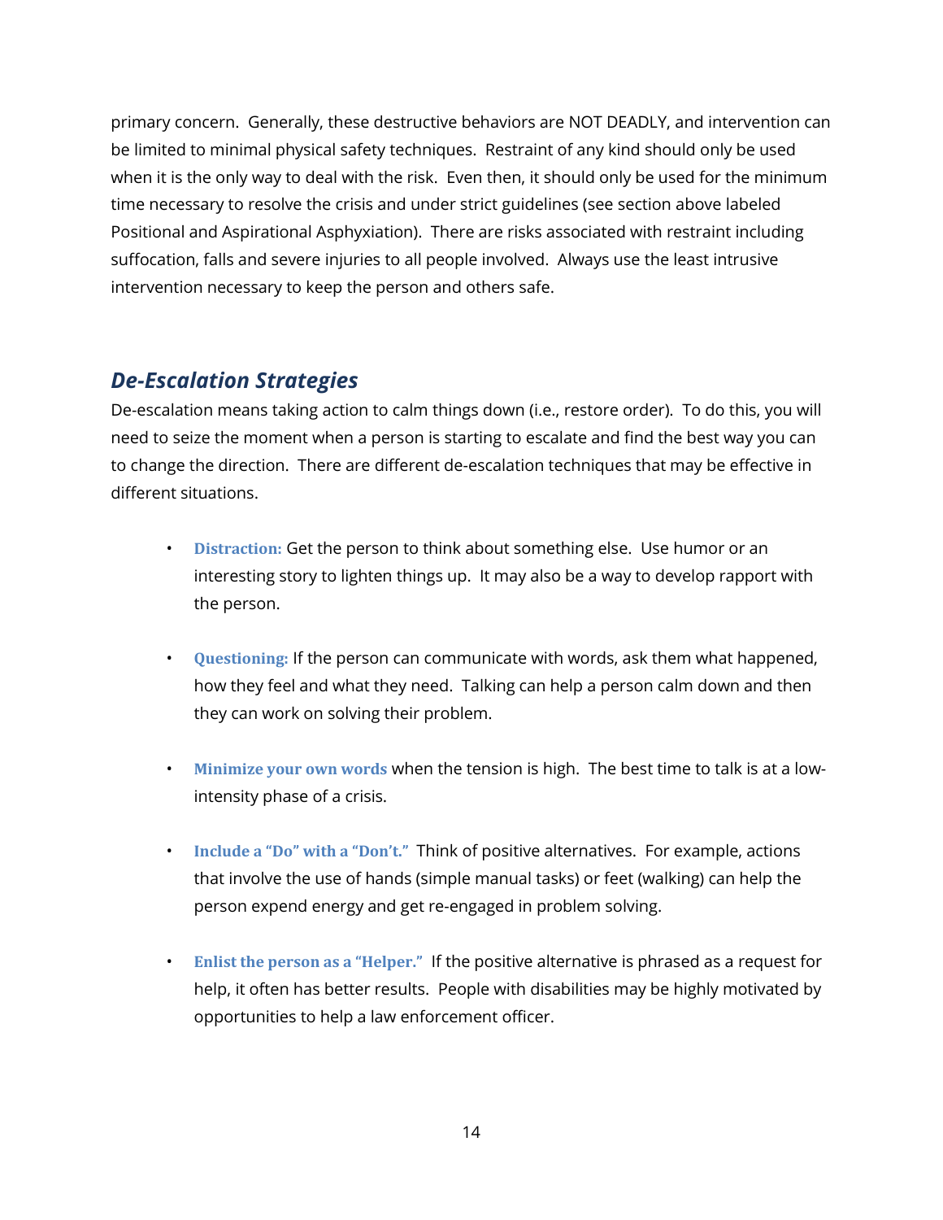primary concern. Generally, these destructive behaviors are NOT DEADLY, and intervention can be limited to minimal physical safety techniques. Restraint of any kind should only be used when it is the only way to deal with the risk. Even then, it should only be used for the minimum time necessary to resolve the crisis and under strict guidelines (see section above labeled Positional and Aspirational Asphyxiation). There are risks associated with restraint including suffocation, falls and severe injuries to all people involved. Always use the least intrusive intervention necessary to keep the person and others safe.

## *De-Escalation Strategies*

De-escalation means taking action to calm things down (i.e., restore order). To do this, you will need to seize the moment when a person is starting to escalate and find the best way you can to change the direction. There are different de-escalation techniques that may be effective in different situations.

- **Distraction:** Get the person to think about something else. Use humor or an interesting story to lighten things up. It may also be a way to develop rapport with the person.
- **Questioning:** If the person can communicate with words, ask them what happened, how they feel and what they need. Talking can help a person calm down and then they can work on solving their problem.
- **Minimize your own words** when the tension is high. The best time to talk is at a low-intensity phase of a crisis.
- **Include a "Do" with a "Don't."** Think of positive alternatives. For example, actions that involve the use of hands (simple manual tasks) or feet (walking) can help the person expend energy and get re-engaged in problem solving.
- **Enlist the person as a "Helper."** If the positive alternative is phrased as a request for help, it often has better results. People with disabilities may be highly motivated by opportunities to help a law enforcement officer.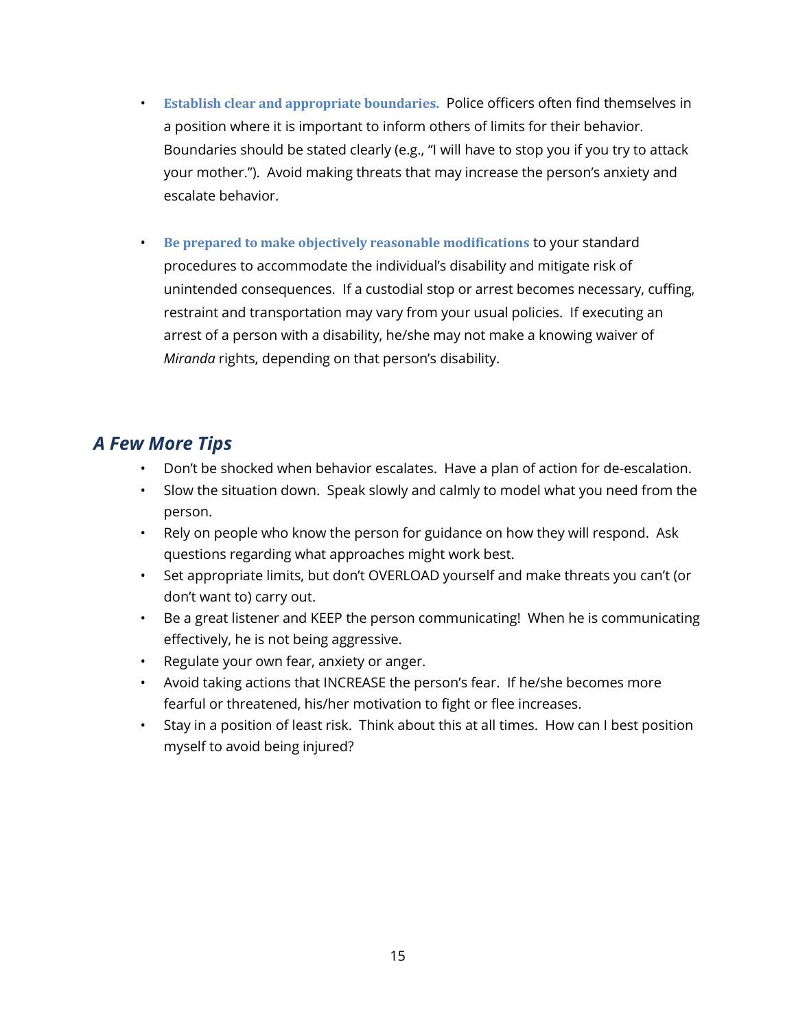- **Establish clear and appropriate boundaries.** Police officers often find themselves in a position where it is important to inform others of limits for their behavior. Boundaries should be stated clearly (e.g., "I will have to stop you if you try to attack your mother."). Avoid making threats that may increase the person's anxiety and escalate behavior.

- **Be prepared to make objectively reasonable modifications** to your standard procedures to accommodate the individual's disability and mitigate risk of unintended consequences. If a custodial stop or arrest becomes necessary, cuffing, restraint and transportation may vary from your usual policies. If executing an arrest of a person with a disability, he/she may not make a knowing waiver of *Miranda* rights, depending on that person's disability.

## *A Few More Tips*

- Don't be shocked when behavior escalates. Have a plan of action for de-escalation.
- Slow the situation down. Speak slowly and calmly to model what you need from the person.
- Rely on people who know the person for guidance on how they will respond. Ask questions regarding what approaches might work best.
- Set appropriate limits, but don't OVERLOAD yourself and make threats you can't (or don't want to) carry out.
- Be a great listener and KEEP the person communicating! When he is communicating effectively, he is not being aggressive.
- Regulate your own fear, anxiety or anger.
- Avoid taking actions that INCREASE the person's fear. If he/she becomes more fearful or threatened, his/her motivation to fight or flee increases.
- Stay in a position of least risk. Think about this at all times. How can I best position myself to avoid being injured?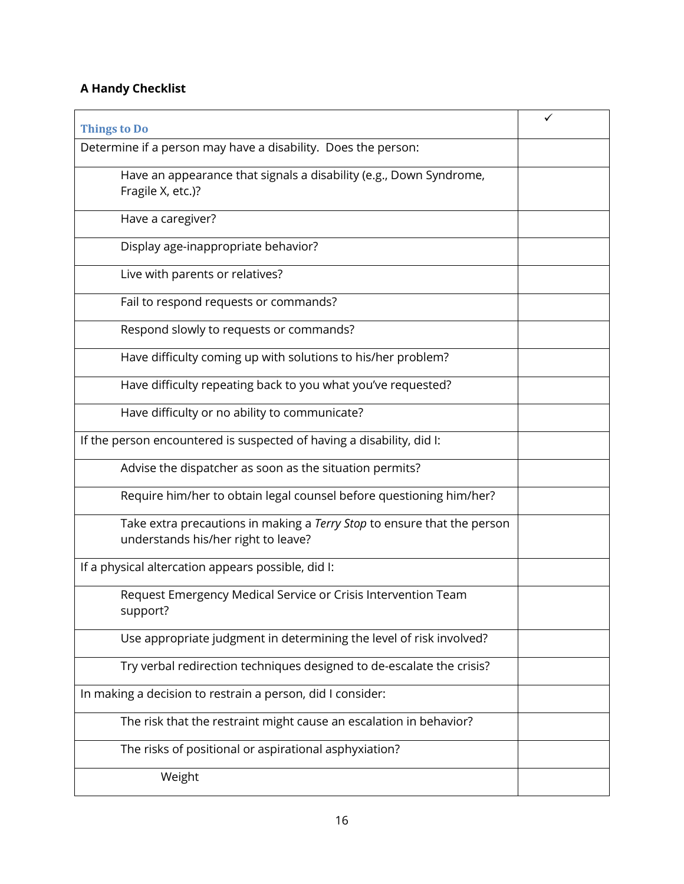**A Handy Checklist**

| Things to Do | ✓ |
|---|---|
| Determine if a person may have a disability. Does the person: | |
| Have an appearance that signals a disability (e.g., Down Syndrome, Fragile X, etc.)? | |
| Have a caregiver? | |
| Display age-inappropriate behavior? | |
| Live with parents or relatives? | |
| Fail to respond requests or commands? | |
| Respond slowly to requests or commands? | |
| Have difficulty coming up with solutions to his/her problem? | |
| Have difficulty repeating back to you what you've requested? | |
| Have difficulty or no ability to communicate? | |
| If the person encountered is suspected of having a disability, did I: | |
| Advise the dispatcher as soon as the situation permits? | |
| Require him/her to obtain legal counsel before questioning him/her? | |
| Take extra precautions in making a *Terry Stop* to ensure that the person understands his/her right to leave? | |
| If a physical altercation appears possible, did I: | |
| Request Emergency Medical Service or Crisis Intervention Team support? | |
| Use appropriate judgment in determining the level of risk involved? | |
| Try verbal redirection techniques designed to de-escalate the crisis? | |
| In making a decision to restrain a person, did I consider: | |
| The risk that the restraint might cause an escalation in behavior? | |
| The risks of positional or aspirational asphyxiation? | |
| Weight | |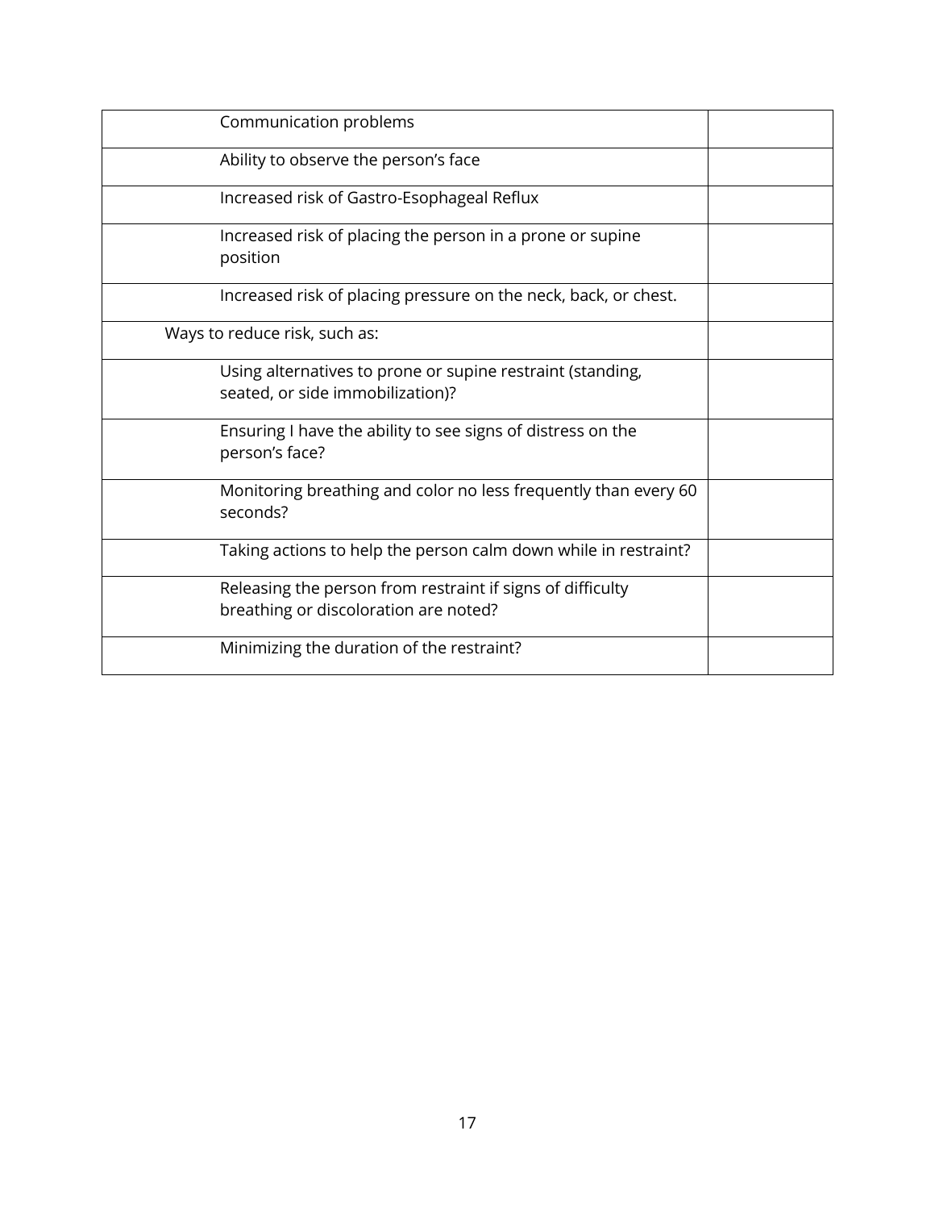| | |
|---|---|
| Communication problems | |
| Ability to observe the person's face | |
| Increased risk of Gastro-Esophageal Reflux | |
| Increased risk of placing the person in a prone or supine position | |
| Increased risk of placing pressure on the neck, back, or chest. | |
| Ways to reduce risk, such as: | |
| Using alternatives to prone or supine restraint (standing, seated, or side immobilization)? | |
| Ensuring I have the ability to see signs of distress on the person's face? | |
| Monitoring breathing and color no less frequently than every 60 seconds? | |
| Taking actions to help the person calm down while in restraint? | |
| Releasing the person from restraint if signs of difficulty breathing or discoloration are noted? | |
| Minimizing the duration of the restraint? | |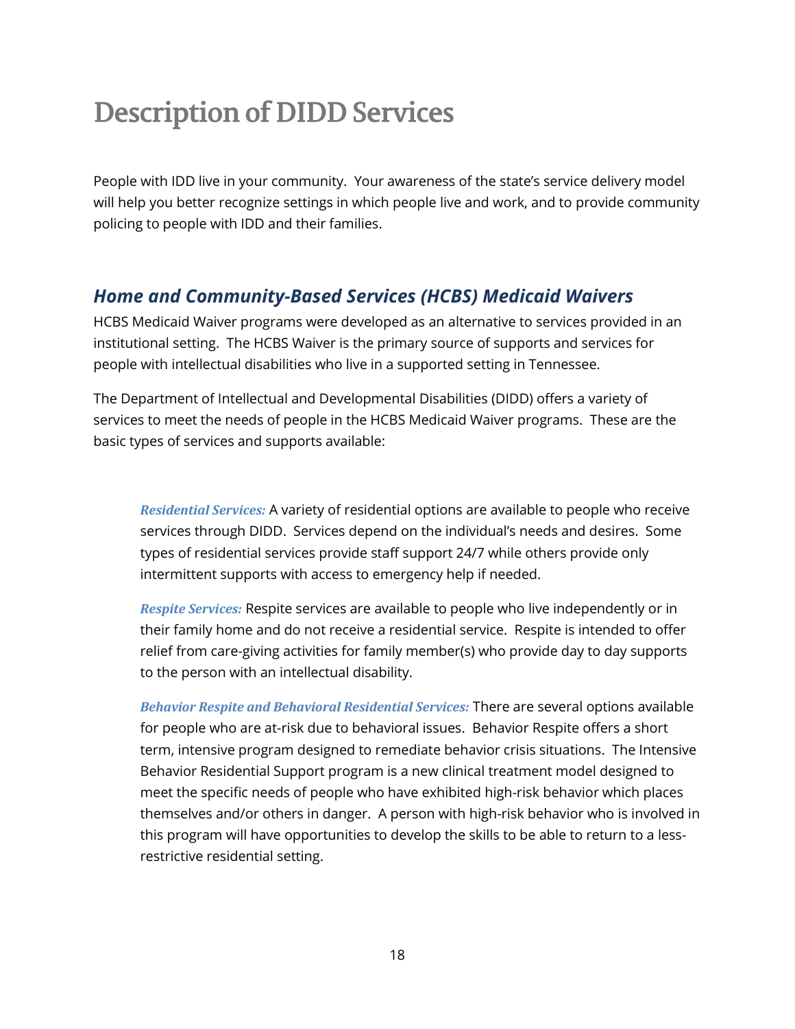# Description of DIDD Services

People with IDD live in your community. Your awareness of the state's service delivery model will help you better recognize settings in which people live and work, and to provide community policing to people with IDD and their families.

## *Home and Community-Based Services (HCBS) Medicaid Waivers*

HCBS Medicaid Waiver programs were developed as an alternative to services provided in an institutional setting. The HCBS Waiver is the primary source of supports and services for people with intellectual disabilities who live in a supported setting in Tennessee.

The Department of Intellectual and Developmental Disabilities (DIDD) offers a variety of services to meet the needs of people in the HCBS Medicaid Waiver programs. These are the basic types of services and supports available:

> ***Residential Services:*** A variety of residential options are available to people who receive services through DIDD. Services depend on the individual's needs and desires. Some types of residential services provide staff support 24/7 while others provide only intermittent supports with access to emergency help if needed.
>
> ***Respite Services:*** Respite services are available to people who live independently or in their family home and do not receive a residential service. Respite is intended to offer relief from care-giving activities for family member(s) who provide day to day supports to the person with an intellectual disability.
>
> ***Behavior Respite and Behavioral Residential Services:*** There are several options available for people who are at-risk due to behavioral issues. Behavior Respite offers a short term, intensive program designed to remediate behavior crisis situations. The Intensive Behavior Residential Support program is a new clinical treatment model designed to meet the specific needs of people who have exhibited high-risk behavior which places themselves and/or others in danger. A person with high-risk behavior who is involved in this program will have opportunities to develop the skills to be able to return to a less-restrictive residential setting.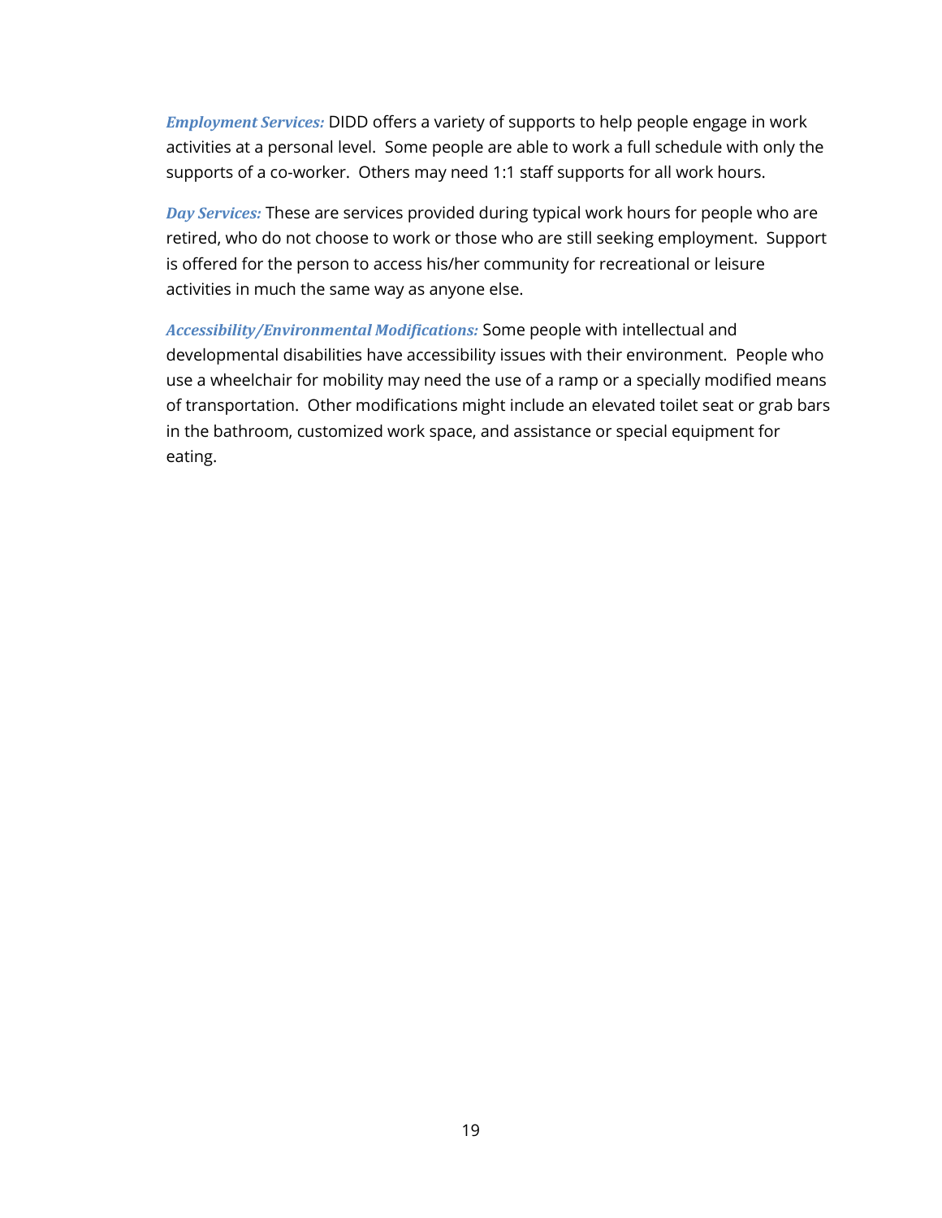***Employment Services:*** DIDD offers a variety of supports to help people engage in work activities at a personal level. Some people are able to work a full schedule with only the supports of a co-worker. Others may need 1:1 staff supports for all work hours.

***Day Services:*** These are services provided during typical work hours for people who are retired, who do not choose to work or those who are still seeking employment. Support is offered for the person to access his/her community for recreational or leisure activities in much the same way as anyone else.

***Accessibility/Environmental Modifications:*** Some people with intellectual and developmental disabilities have accessibility issues with their environment. People who use a wheelchair for mobility may need the use of a ramp or a specially modified means of transportation. Other modifications might include an elevated toilet seat or grab bars in the bathroom, customized work space, and assistance or special equipment for eating.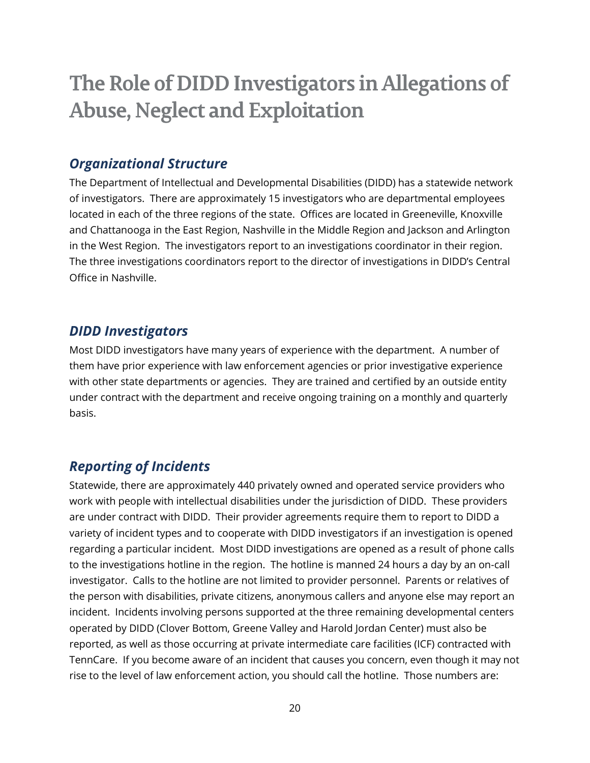# The Role of DIDD Investigators in Allegations of Abuse, Neglect and Exploitation

## *Organizational Structure*

The Department of Intellectual and Developmental Disabilities (DIDD) has a statewide network of investigators. There are approximately 15 investigators who are departmental employees located in each of the three regions of the state. Offices are located in Greeneville, Knoxville and Chattanooga in the East Region, Nashville in the Middle Region and Jackson and Arlington in the West Region. The investigators report to an investigations coordinator in their region. The three investigations coordinators report to the director of investigations in DIDD's Central Office in Nashville.

## *DIDD Investigators*

Most DIDD investigators have many years of experience with the department. A number of them have prior experience with law enforcement agencies or prior investigative experience with other state departments or agencies. They are trained and certified by an outside entity under contract with the department and receive ongoing training on a monthly and quarterly basis.

## *Reporting of Incidents*

Statewide, there are approximately 440 privately owned and operated service providers who work with people with intellectual disabilities under the jurisdiction of DIDD. These providers are under contract with DIDD. Their provider agreements require them to report to DIDD a variety of incident types and to cooperate with DIDD investigators if an investigation is opened regarding a particular incident. Most DIDD investigations are opened as a result of phone calls to the investigations hotline in the region. The hotline is manned 24 hours a day by an on-call investigator. Calls to the hotline are not limited to provider personnel. Parents or relatives of the person with disabilities, private citizens, anonymous callers and anyone else may report an incident. Incidents involving persons supported at the three remaining developmental centers operated by DIDD (Clover Bottom, Greene Valley and Harold Jordan Center) must also be reported, as well as those occurring at private intermediate care facilities (ICF) contracted with TennCare. If you become aware of an incident that causes you concern, even though it may not rise to the level of law enforcement action, you should call the hotline. Those numbers are: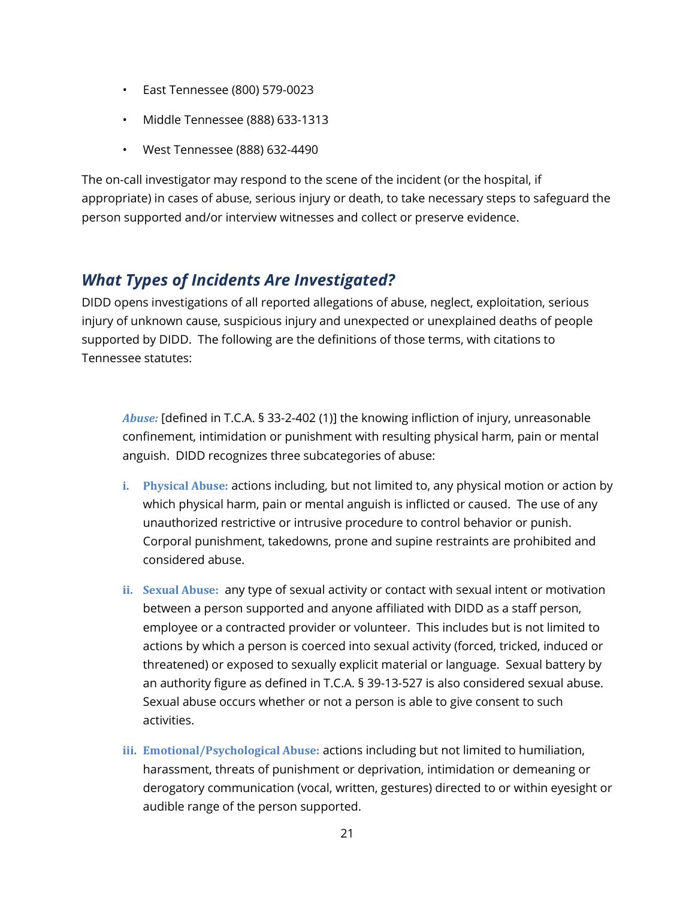- East Tennessee (800) 579-0023
- Middle Tennessee (888) 633-1313
- West Tennessee (888) 632-4490

The on-call investigator may respond to the scene of the incident (or the hospital, if appropriate) in cases of abuse, serious injury or death, to take necessary steps to safeguard the person supported and/or interview witnesses and collect or preserve evidence.

## *What Types of Incidents Are Investigated?*

DIDD opens investigations of all reported allegations of abuse, neglect, exploitation, serious injury of unknown cause, suspicious injury and unexpected or unexplained deaths of people supported by DIDD. The following are the definitions of those terms, with citations to Tennessee statutes:

***Abuse:*** [defined in T.C.A. § 33-2-402 (1)] the knowing infliction of injury, unreasonable confinement, intimidation or punishment with resulting physical harm, pain or mental anguish. DIDD recognizes three subcategories of abuse:

i. **Physical Abuse:** actions including, but not limited to, any physical motion or action by which physical harm, pain or mental anguish is inflicted or caused. The use of any unauthorized restrictive or intrusive procedure to control behavior or punish. Corporal punishment, takedowns, prone and supine restraints are prohibited and considered abuse.

ii. **Sexual Abuse:** any type of sexual activity or contact with sexual intent or motivation between a person supported and anyone affiliated with DIDD as a staff person, employee or a contracted provider or volunteer. This includes but is not limited to actions by which a person is coerced into sexual activity (forced, tricked, induced or threatened) or exposed to sexually explicit material or language. Sexual battery by an authority figure as defined in T.C.A. § 39-13-527 is also considered sexual abuse. Sexual abuse occurs whether or not a person is able to give consent to such activities.

iii. **Emotional/Psychological Abuse:** actions including but not limited to humiliation, harassment, threats of punishment or deprivation, intimidation or demeaning or derogatory communication (vocal, written, gestures) directed to or within eyesight or audible range of the person supported.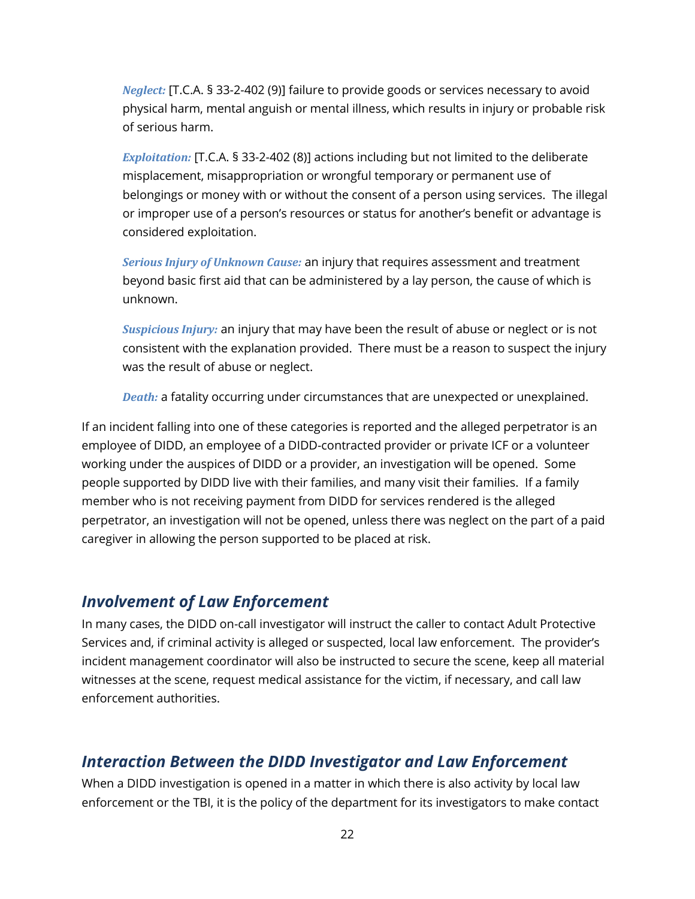*Neglect:* [T.C.A. § 33-2-402 (9)] failure to provide goods or services necessary to avoid physical harm, mental anguish or mental illness, which results in injury or probable risk of serious harm.

*Exploitation:* [T.C.A. § 33-2-402 (8)] actions including but not limited to the deliberate misplacement, misappropriation or wrongful temporary or permanent use of belongings or money with or without the consent of a person using services. The illegal or improper use of a person's resources or status for another's benefit or advantage is considered exploitation.

*Serious Injury of Unknown Cause:* an injury that requires assessment and treatment beyond basic first aid that can be administered by a lay person, the cause of which is unknown.

*Suspicious Injury:* an injury that may have been the result of abuse or neglect or is not consistent with the explanation provided. There must be a reason to suspect the injury was the result of abuse or neglect.

*Death:* a fatality occurring under circumstances that are unexpected or unexplained.

If an incident falling into one of these categories is reported and the alleged perpetrator is an employee of DIDD, an employee of a DIDD-contracted provider or private ICF or a volunteer working under the auspices of DIDD or a provider, an investigation will be opened. Some people supported by DIDD live with their families, and many visit their families. If a family member who is not receiving payment from DIDD for services rendered is the alleged perpetrator, an investigation will not be opened, unless there was neglect on the part of a paid caregiver in allowing the person supported to be placed at risk.

## *Involvement of Law Enforcement*

In many cases, the DIDD on-call investigator will instruct the caller to contact Adult Protective Services and, if criminal activity is alleged or suspected, local law enforcement. The provider's incident management coordinator will also be instructed to secure the scene, keep all material witnesses at the scene, request medical assistance for the victim, if necessary, and call law enforcement authorities.

## *Interaction Between the DIDD Investigator and Law Enforcement*

When a DIDD investigation is opened in a matter in which there is also activity by local law enforcement or the TBI, it is the policy of the department for its investigators to make contact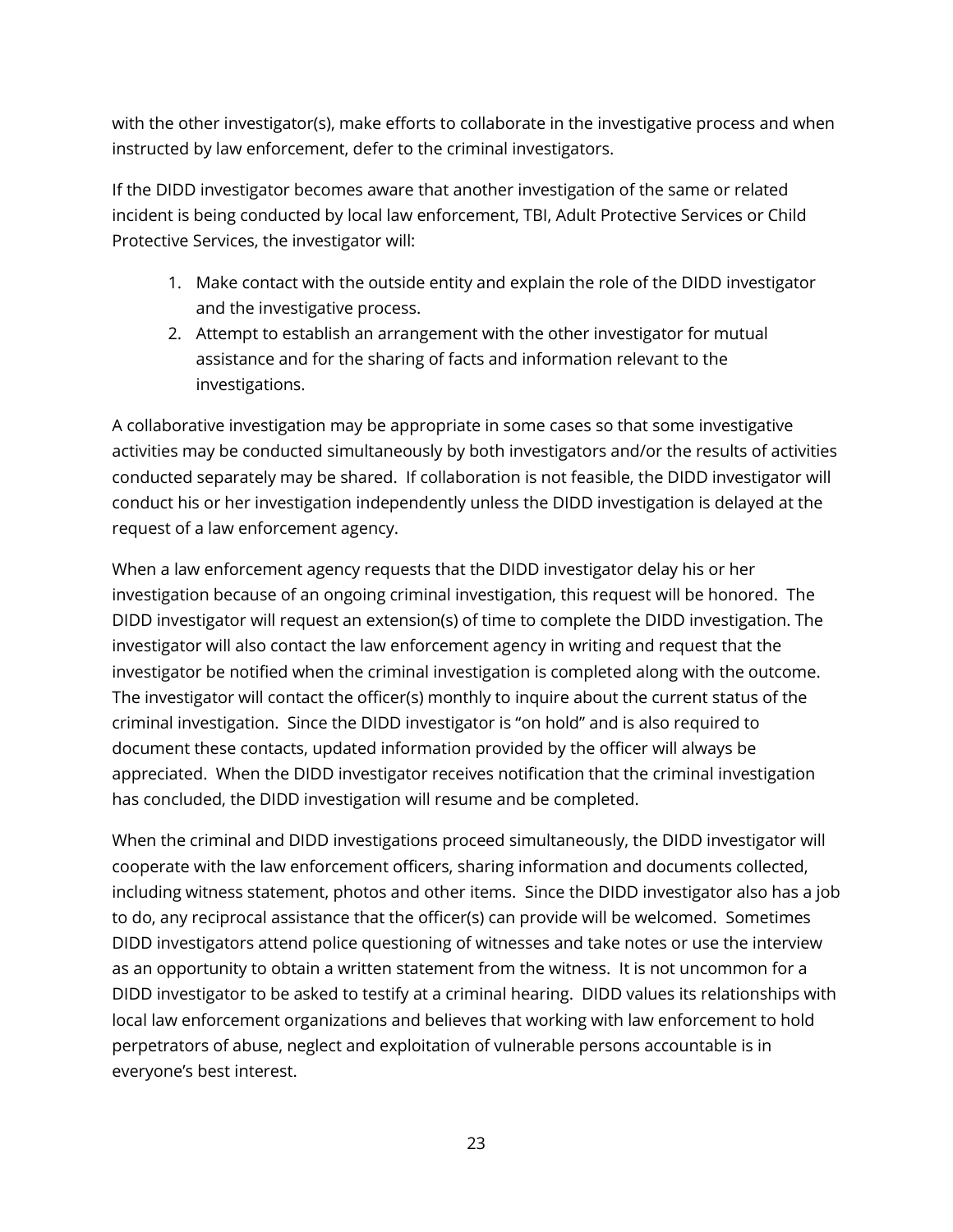with the other investigator(s), make efforts to collaborate in the investigative process and when instructed by law enforcement, defer to the criminal investigators.

If the DIDD investigator becomes aware that another investigation of the same or related incident is being conducted by local law enforcement, TBI, Adult Protective Services or Child Protective Services, the investigator will:

1. Make contact with the outside entity and explain the role of the DIDD investigator and the investigative process.
2. Attempt to establish an arrangement with the other investigator for mutual assistance and for the sharing of facts and information relevant to the investigations.

A collaborative investigation may be appropriate in some cases so that some investigative activities may be conducted simultaneously by both investigators and/or the results of activities conducted separately may be shared. If collaboration is not feasible, the DIDD investigator will conduct his or her investigation independently unless the DIDD investigation is delayed at the request of a law enforcement agency.

When a law enforcement agency requests that the DIDD investigator delay his or her investigation because of an ongoing criminal investigation, this request will be honored. The DIDD investigator will request an extension(s) of time to complete the DIDD investigation. The investigator will also contact the law enforcement agency in writing and request that the investigator be notified when the criminal investigation is completed along with the outcome. The investigator will contact the officer(s) monthly to inquire about the current status of the criminal investigation. Since the DIDD investigator is "on hold" and is also required to document these contacts, updated information provided by the officer will always be appreciated. When the DIDD investigator receives notification that the criminal investigation has concluded, the DIDD investigation will resume and be completed.

When the criminal and DIDD investigations proceed simultaneously, the DIDD investigator will cooperate with the law enforcement officers, sharing information and documents collected, including witness statement, photos and other items. Since the DIDD investigator also has a job to do, any reciprocal assistance that the officer(s) can provide will be welcomed. Sometimes DIDD investigators attend police questioning of witnesses and take notes or use the interview as an opportunity to obtain a written statement from the witness. It is not uncommon for a DIDD investigator to be asked to testify at a criminal hearing. DIDD values its relationships with local law enforcement organizations and believes that working with law enforcement to hold perpetrators of abuse, neglect and exploitation of vulnerable persons accountable is in everyone's best interest.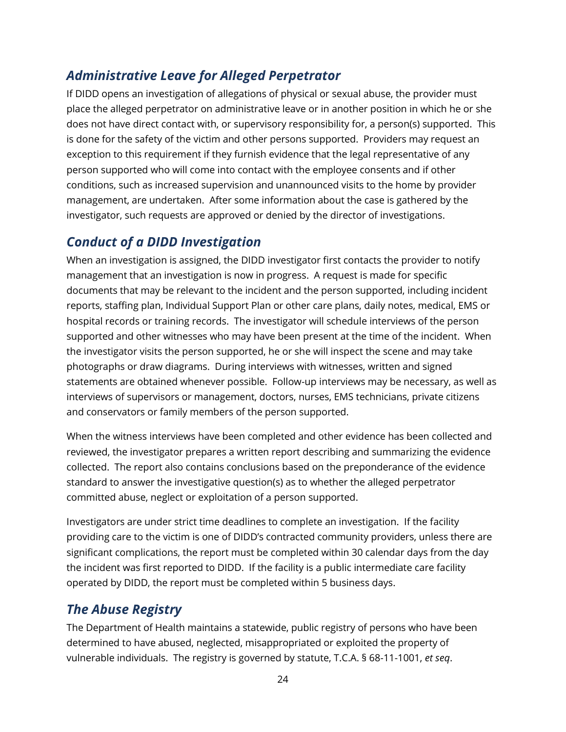## *Administrative Leave for Alleged Perpetrator*

If DIDD opens an investigation of allegations of physical or sexual abuse, the provider must place the alleged perpetrator on administrative leave or in another position in which he or she does not have direct contact with, or supervisory responsibility for, a person(s) supported. This is done for the safety of the victim and other persons supported. Providers may request an exception to this requirement if they furnish evidence that the legal representative of any person supported who will come into contact with the employee consents and if other conditions, such as increased supervision and unannounced visits to the home by provider management, are undertaken. After some information about the case is gathered by the investigator, such requests are approved or denied by the director of investigations.

## *Conduct of a DIDD Investigation*

When an investigation is assigned, the DIDD investigator first contacts the provider to notify management that an investigation is now in progress. A request is made for specific documents that may be relevant to the incident and the person supported, including incident reports, staffing plan, Individual Support Plan or other care plans, daily notes, medical, EMS or hospital records or training records. The investigator will schedule interviews of the person supported and other witnesses who may have been present at the time of the incident. When the investigator visits the person supported, he or she will inspect the scene and may take photographs or draw diagrams. During interviews with witnesses, written and signed statements are obtained whenever possible. Follow-up interviews may be necessary, as well as interviews of supervisors or management, doctors, nurses, EMS technicians, private citizens and conservators or family members of the person supported.

When the witness interviews have been completed and other evidence has been collected and reviewed, the investigator prepares a written report describing and summarizing the evidence collected. The report also contains conclusions based on the preponderance of the evidence standard to answer the investigative question(s) as to whether the alleged perpetrator committed abuse, neglect or exploitation of a person supported.

Investigators are under strict time deadlines to complete an investigation. If the facility providing care to the victim is one of DIDD's contracted community providers, unless there are significant complications, the report must be completed within 30 calendar days from the day the incident was first reported to DIDD. If the facility is a public intermediate care facility operated by DIDD, the report must be completed within 5 business days.

## *The Abuse Registry*

The Department of Health maintains a statewide, public registry of persons who have been determined to have abused, neglected, misappropriated or exploited the property of vulnerable individuals. The registry is governed by statute, T.C.A. § 68-11-1001, *et seq*.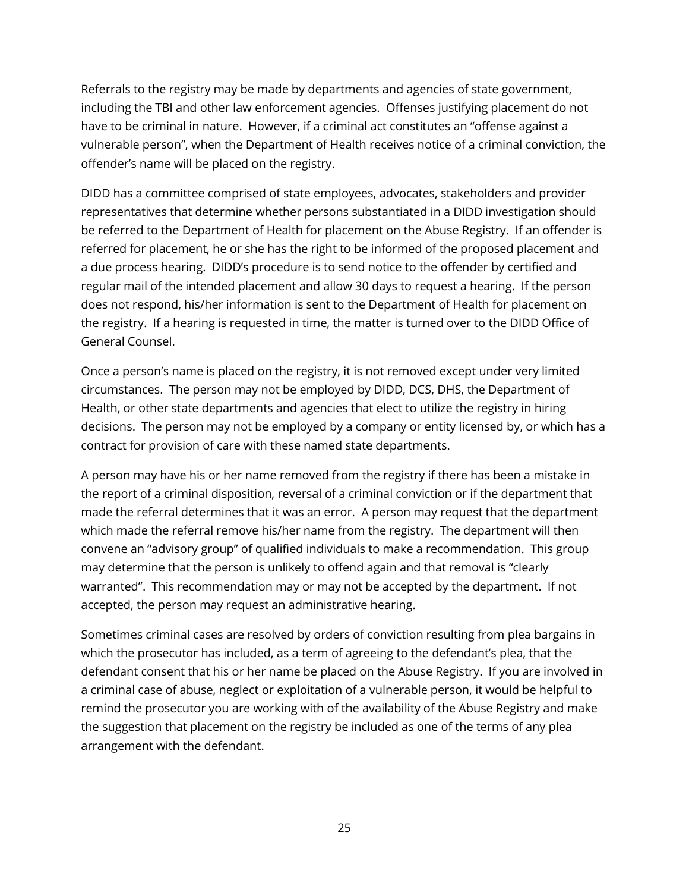Referrals to the registry may be made by departments and agencies of state government, including the TBI and other law enforcement agencies. Offenses justifying placement do not have to be criminal in nature. However, if a criminal act constitutes an "offense against a vulnerable person", when the Department of Health receives notice of a criminal conviction, the offender's name will be placed on the registry.

DIDD has a committee comprised of state employees, advocates, stakeholders and provider representatives that determine whether persons substantiated in a DIDD investigation should be referred to the Department of Health for placement on the Abuse Registry. If an offender is referred for placement, he or she has the right to be informed of the proposed placement and a due process hearing. DIDD's procedure is to send notice to the offender by certified and regular mail of the intended placement and allow 30 days to request a hearing. If the person does not respond, his/her information is sent to the Department of Health for placement on the registry. If a hearing is requested in time, the matter is turned over to the DIDD Office of General Counsel.

Once a person's name is placed on the registry, it is not removed except under very limited circumstances. The person may not be employed by DIDD, DCS, DHS, the Department of Health, or other state departments and agencies that elect to utilize the registry in hiring decisions. The person may not be employed by a company or entity licensed by, or which has a contract for provision of care with these named state departments.

A person may have his or her name removed from the registry if there has been a mistake in the report of a criminal disposition, reversal of a criminal conviction or if the department that made the referral determines that it was an error. A person may request that the department which made the referral remove his/her name from the registry. The department will then convene an "advisory group" of qualified individuals to make a recommendation. This group may determine that the person is unlikely to offend again and that removal is "clearly warranted". This recommendation may or may not be accepted by the department. If not accepted, the person may request an administrative hearing.

Sometimes criminal cases are resolved by orders of conviction resulting from plea bargains in which the prosecutor has included, as a term of agreeing to the defendant's plea, that the defendant consent that his or her name be placed on the Abuse Registry. If you are involved in a criminal case of abuse, neglect or exploitation of a vulnerable person, it would be helpful to remind the prosecutor you are working with of the availability of the Abuse Registry and make the suggestion that placement on the registry be included as one of the terms of any plea arrangement with the defendant.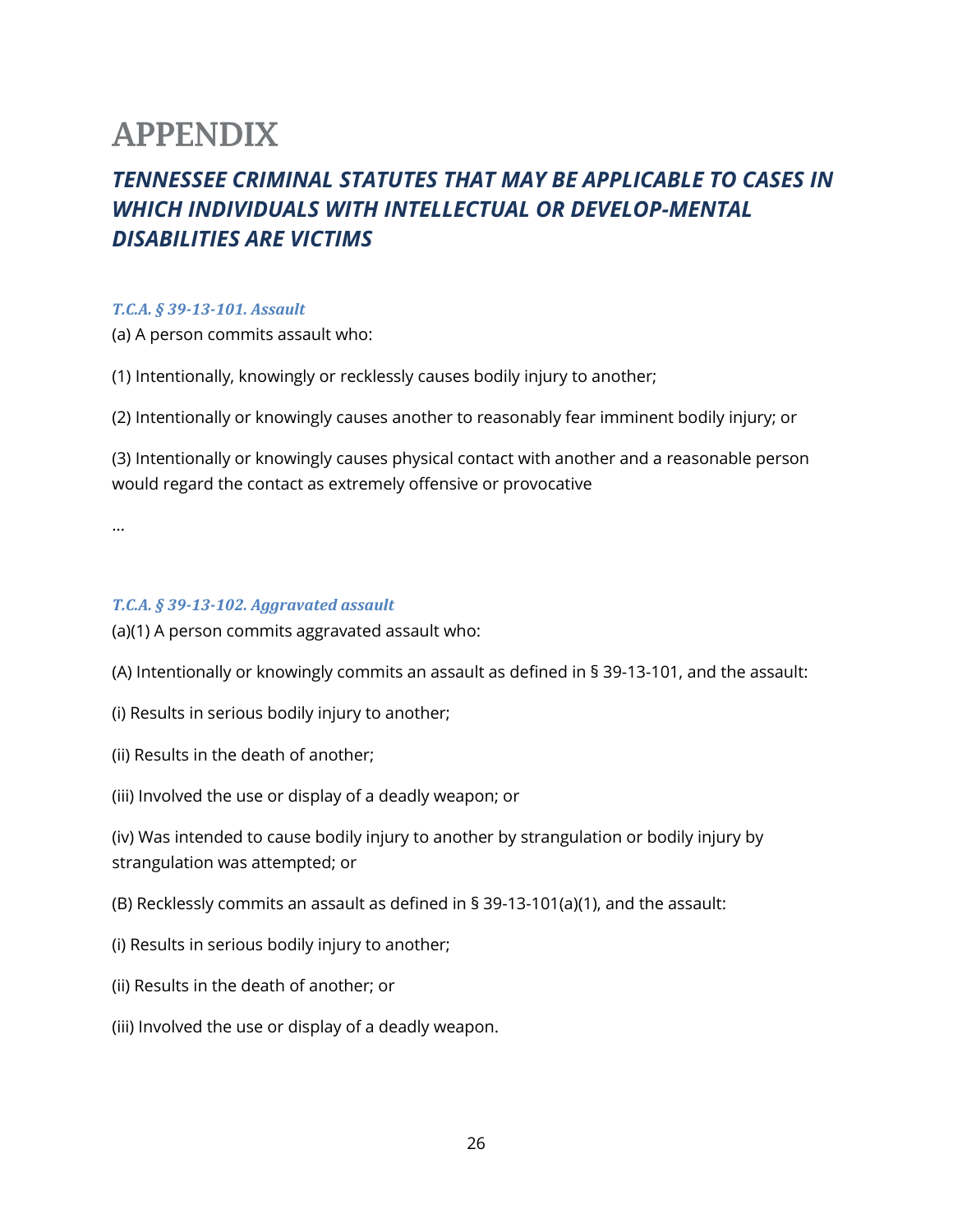# APPENDIX

## *TENNESSEE CRIMINAL STATUTES THAT MAY BE APPLICABLE TO CASES IN WHICH INDIVIDUALS WITH INTELLECTUAL OR DEVELOP-MENTAL DISABILITIES ARE VICTIMS*

#### *T.C.A. § 39-13-101. Assault*

(a) A person commits assault who:

(1) Intentionally, knowingly or recklessly causes bodily injury to another;

(2) Intentionally or knowingly causes another to reasonably fear imminent bodily injury; or

(3) Intentionally or knowingly causes physical contact with another and a reasonable person would regard the contact as extremely offensive or provocative

…

#### *T.C.A. § 39-13-102. Aggravated assault*

(a)(1) A person commits aggravated assault who:

(A) Intentionally or knowingly commits an assault as defined in § 39-13-101, and the assault:

(i) Results in serious bodily injury to another;

(ii) Results in the death of another;

(iii) Involved the use or display of a deadly weapon; or

(iv) Was intended to cause bodily injury to another by strangulation or bodily injury by strangulation was attempted; or

(B) Recklessly commits an assault as defined in § 39-13-101(a)(1), and the assault:

(i) Results in serious bodily injury to another;

(ii) Results in the death of another; or

(iii) Involved the use or display of a deadly weapon.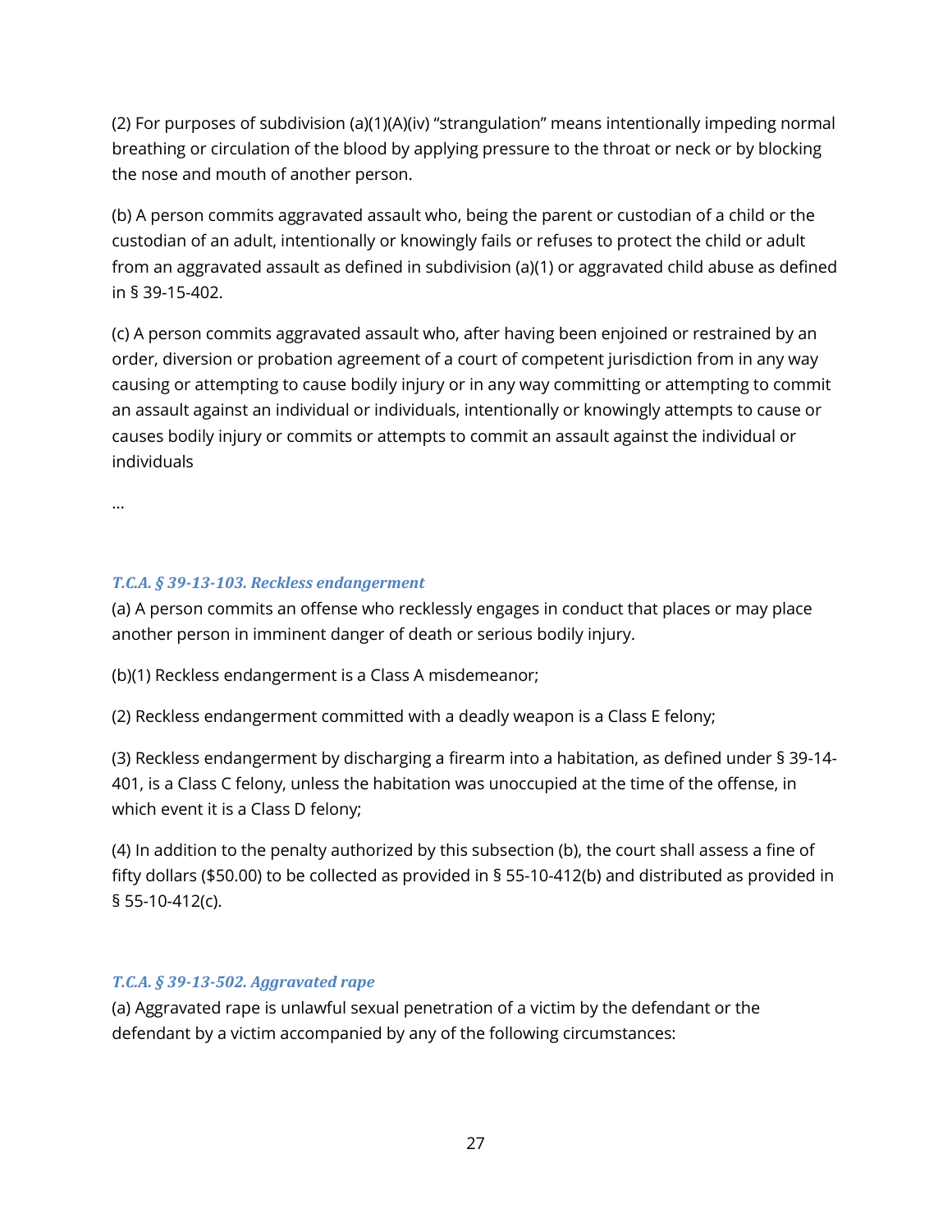(2) For purposes of subdivision (a)(1)(A)(iv) "strangulation" means intentionally impeding normal breathing or circulation of the blood by applying pressure to the throat or neck or by blocking the nose and mouth of another person.

(b) A person commits aggravated assault who, being the parent or custodian of a child or the custodian of an adult, intentionally or knowingly fails or refuses to protect the child or adult from an aggravated assault as defined in subdivision (a)(1) or aggravated child abuse as defined in § 39-15-402.

(c) A person commits aggravated assault who, after having been enjoined or restrained by an order, diversion or probation agreement of a court of competent jurisdiction from in any way causing or attempting to cause bodily injury or in any way committing or attempting to commit an assault against an individual or individuals, intentionally or knowingly attempts to cause or causes bodily injury or commits or attempts to commit an assault against the individual or individuals

...

### *T.C.A. § 39-13-103. Reckless endangerment*

(a) A person commits an offense who recklessly engages in conduct that places or may place another person in imminent danger of death or serious bodily injury.

(b)(1) Reckless endangerment is a Class A misdemeanor;

(2) Reckless endangerment committed with a deadly weapon is a Class E felony;

(3) Reckless endangerment by discharging a firearm into a habitation, as defined under § 39-14-401, is a Class C felony, unless the habitation was unoccupied at the time of the offense, in which event it is a Class D felony;

(4) In addition to the penalty authorized by this subsection (b), the court shall assess a fine of fifty dollars ($50.00) to be collected as provided in § 55-10-412(b) and distributed as provided in § 55-10-412(c).

### *T.C.A. § 39-13-502. Aggravated rape*

(a) Aggravated rape is unlawful sexual penetration of a victim by the defendant or the defendant by a victim accompanied by any of the following circumstances: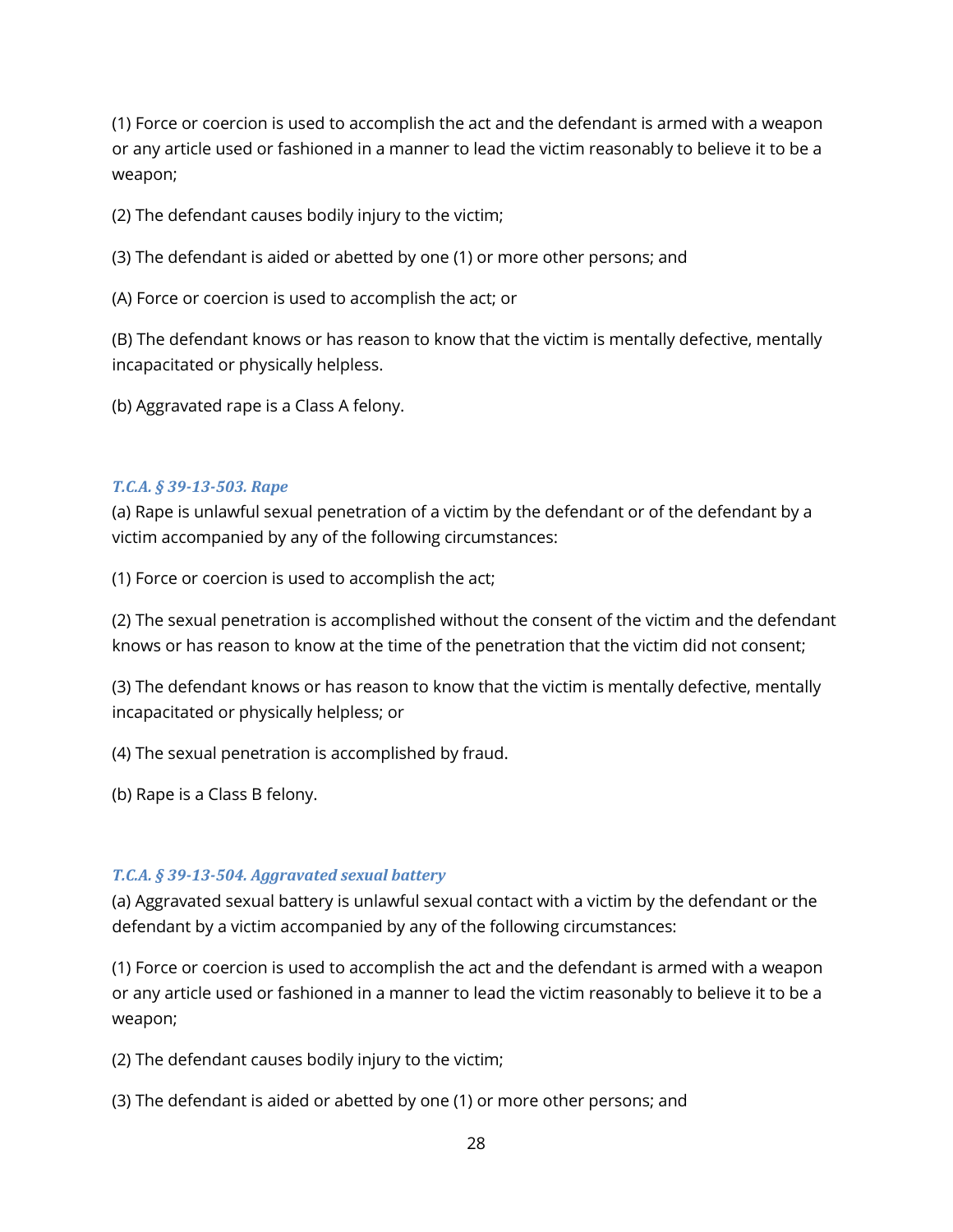(1) Force or coercion is used to accomplish the act and the defendant is armed with a weapon or any article used or fashioned in a manner to lead the victim reasonably to believe it to be a weapon;

(2) The defendant causes bodily injury to the victim;

(3) The defendant is aided or abetted by one (1) or more other persons; and

(A) Force or coercion is used to accomplish the act; or

(B) The defendant knows or has reason to know that the victim is mentally defective, mentally incapacitated or physically helpless.

(b) Aggravated rape is a Class A felony.

### *T.C.A. § 39-13-503. Rape*

(a) Rape is unlawful sexual penetration of a victim by the defendant or of the defendant by a victim accompanied by any of the following circumstances:

(1) Force or coercion is used to accomplish the act;

(2) The sexual penetration is accomplished without the consent of the victim and the defendant knows or has reason to know at the time of the penetration that the victim did not consent;

(3) The defendant knows or has reason to know that the victim is mentally defective, mentally incapacitated or physically helpless; or

(4) The sexual penetration is accomplished by fraud.

(b) Rape is a Class B felony.

### *T.C.A. § 39-13-504. Aggravated sexual battery*

(a) Aggravated sexual battery is unlawful sexual contact with a victim by the defendant or the defendant by a victim accompanied by any of the following circumstances:

(1) Force or coercion is used to accomplish the act and the defendant is armed with a weapon or any article used or fashioned in a manner to lead the victim reasonably to believe it to be a weapon;

(2) The defendant causes bodily injury to the victim;

(3) The defendant is aided or abetted by one (1) or more other persons; and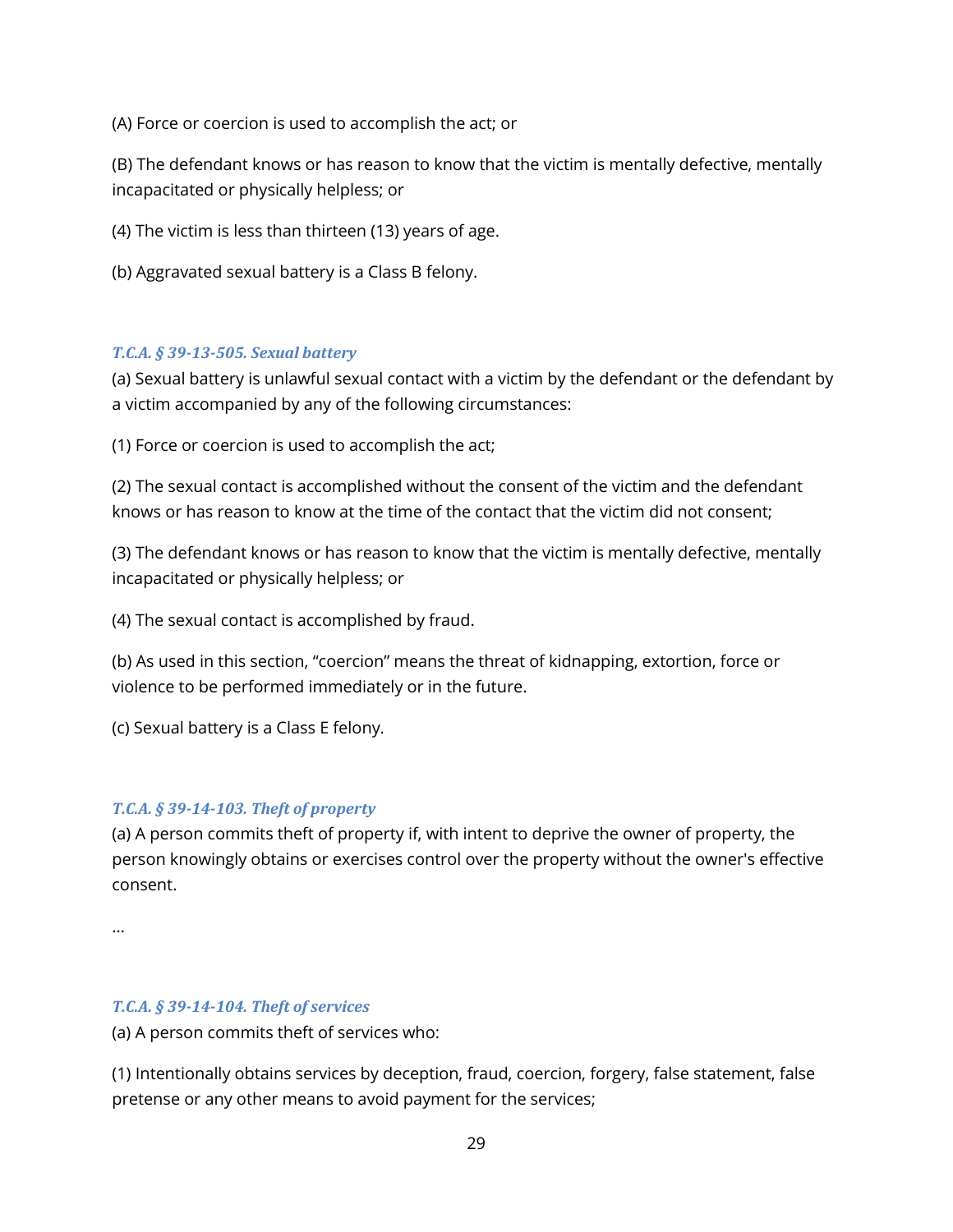(A) Force or coercion is used to accomplish the act; or

(B) The defendant knows or has reason to know that the victim is mentally defective, mentally incapacitated or physically helpless; or

(4) The victim is less than thirteen (13) years of age.

(b) Aggravated sexual battery is a Class B felony.

### *T.C.A. § 39-13-505. Sexual battery*

(a) Sexual battery is unlawful sexual contact with a victim by the defendant or the defendant by a victim accompanied by any of the following circumstances:

(1) Force or coercion is used to accomplish the act;

(2) The sexual contact is accomplished without the consent of the victim and the defendant knows or has reason to know at the time of the contact that the victim did not consent;

(3) The defendant knows or has reason to know that the victim is mentally defective, mentally incapacitated or physically helpless; or

(4) The sexual contact is accomplished by fraud.

(b) As used in this section, "coercion" means the threat of kidnapping, extortion, force or violence to be performed immediately or in the future.

(c) Sexual battery is a Class E felony.

### *T.C.A. § 39-14-103. Theft of property*

(a) A person commits theft of property if, with intent to deprive the owner of property, the person knowingly obtains or exercises control over the property without the owner's effective consent.

...

### *T.C.A. § 39-14-104. Theft of services*

(a) A person commits theft of services who:

(1) Intentionally obtains services by deception, fraud, coercion, forgery, false statement, false pretense or any other means to avoid payment for the services;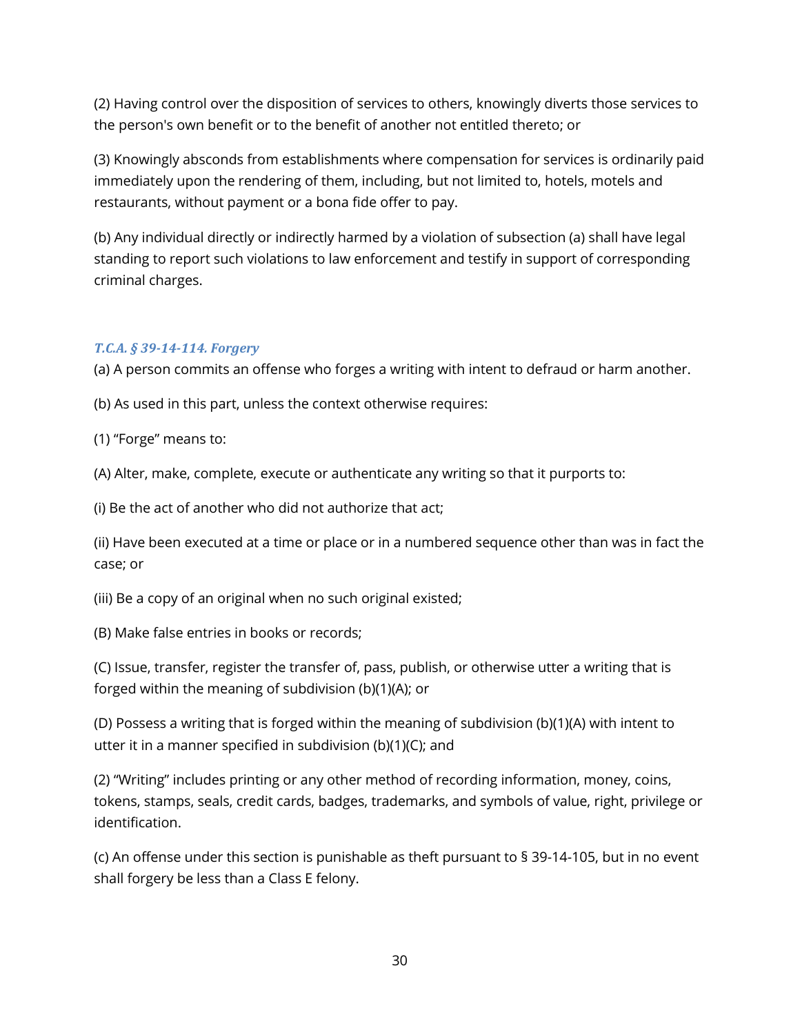(2) Having control over the disposition of services to others, knowingly diverts those services to the person's own benefit or to the benefit of another not entitled thereto; or

(3) Knowingly absconds from establishments where compensation for services is ordinarily paid immediately upon the rendering of them, including, but not limited to, hotels, motels and restaurants, without payment or a bona fide offer to pay.

(b) Any individual directly or indirectly harmed by a violation of subsection (a) shall have legal standing to report such violations to law enforcement and testify in support of corresponding criminal charges.

### *T.C.A. § 39-14-114. Forgery*

(a) A person commits an offense who forges a writing with intent to defraud or harm another.

(b) As used in this part, unless the context otherwise requires:

(1) "Forge" means to:

(A) Alter, make, complete, execute or authenticate any writing so that it purports to:

(i) Be the act of another who did not authorize that act;

(ii) Have been executed at a time or place or in a numbered sequence other than was in fact the case; or

(iii) Be a copy of an original when no such original existed;

(B) Make false entries in books or records;

(C) Issue, transfer, register the transfer of, pass, publish, or otherwise utter a writing that is forged within the meaning of subdivision (b)(1)(A); or

(D) Possess a writing that is forged within the meaning of subdivision (b)(1)(A) with intent to utter it in a manner specified in subdivision (b)(1)(C); and

(2) "Writing" includes printing or any other method of recording information, money, coins, tokens, stamps, seals, credit cards, badges, trademarks, and symbols of value, right, privilege or identification.

(c) An offense under this section is punishable as theft pursuant to § 39-14-105, but in no event shall forgery be less than a Class E felony.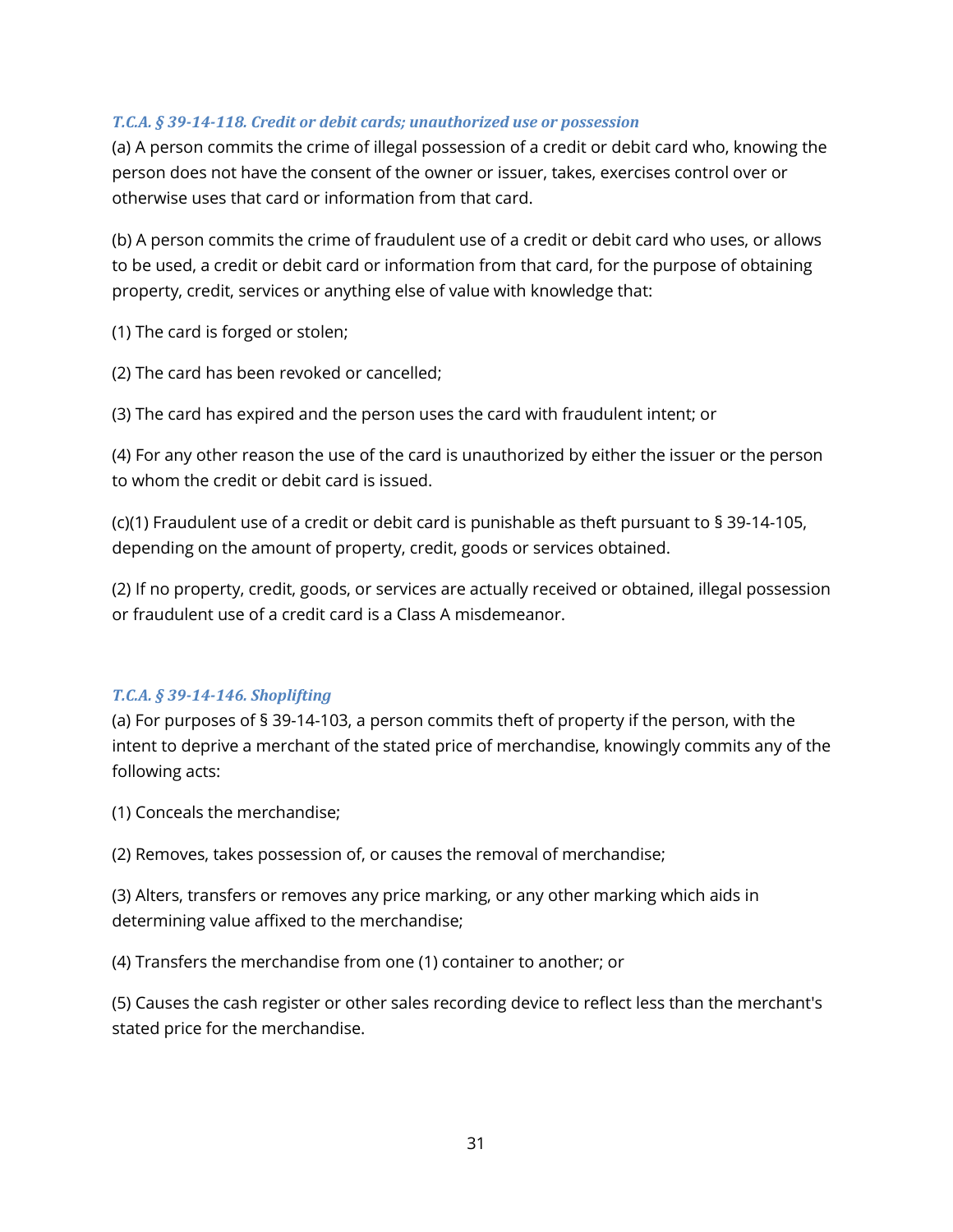### *T.C.A. § 39-14-118. Credit or debit cards; unauthorized use or possession*

(a) A person commits the crime of illegal possession of a credit or debit card who, knowing the person does not have the consent of the owner or issuer, takes, exercises control over or otherwise uses that card or information from that card.

(b) A person commits the crime of fraudulent use of a credit or debit card who uses, or allows to be used, a credit or debit card or information from that card, for the purpose of obtaining property, credit, services or anything else of value with knowledge that:

(1) The card is forged or stolen;

(2) The card has been revoked or cancelled;

(3) The card has expired and the person uses the card with fraudulent intent; or

(4) For any other reason the use of the card is unauthorized by either the issuer or the person to whom the credit or debit card is issued.

(c)(1) Fraudulent use of a credit or debit card is punishable as theft pursuant to § 39-14-105, depending on the amount of property, credit, goods or services obtained.

(2) If no property, credit, goods, or services are actually received or obtained, illegal possession or fraudulent use of a credit card is a Class A misdemeanor.

### *T.C.A. § 39-14-146. Shoplifting*

(a) For purposes of § 39-14-103, a person commits theft of property if the person, with the intent to deprive a merchant of the stated price of merchandise, knowingly commits any of the following acts:

(1) Conceals the merchandise;

(2) Removes, takes possession of, or causes the removal of merchandise;

(3) Alters, transfers or removes any price marking, or any other marking which aids in determining value affixed to the merchandise;

(4) Transfers the merchandise from one (1) container to another; or

(5) Causes the cash register or other sales recording device to reflect less than the merchant's stated price for the merchandise.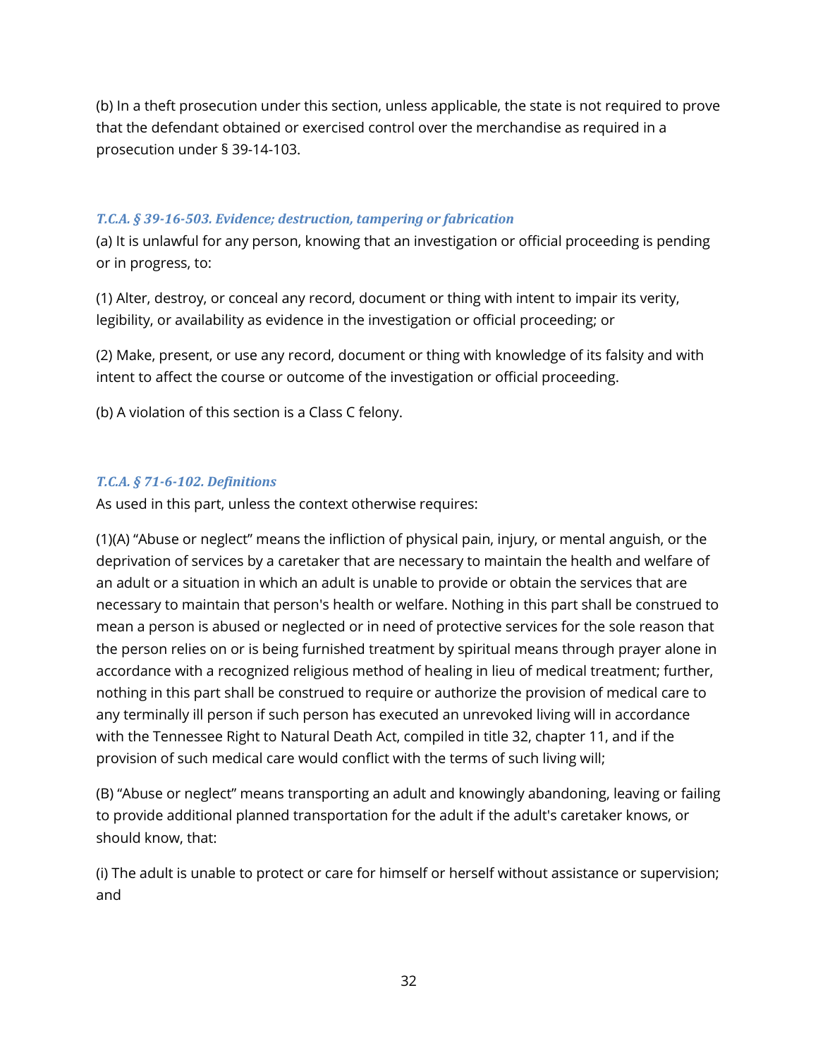(b) In a theft prosecution under this section, unless applicable, the state is not required to prove that the defendant obtained or exercised control over the merchandise as required in a prosecution under § 39-14-103.

### *T.C.A. § 39-16-503. Evidence; destruction, tampering or fabrication*

(a) It is unlawful for any person, knowing that an investigation or official proceeding is pending or in progress, to:

(1) Alter, destroy, or conceal any record, document or thing with intent to impair its verity, legibility, or availability as evidence in the investigation or official proceeding; or

(2) Make, present, or use any record, document or thing with knowledge of its falsity and with intent to affect the course or outcome of the investigation or official proceeding.

(b) A violation of this section is a Class C felony.

### *T.C.A. § 71-6-102. Definitions*

As used in this part, unless the context otherwise requires:

(1)(A) “Abuse or neglect” means the infliction of physical pain, injury, or mental anguish, or the deprivation of services by a caretaker that are necessary to maintain the health and welfare of an adult or a situation in which an adult is unable to provide or obtain the services that are necessary to maintain that person's health or welfare. Nothing in this part shall be construed to mean a person is abused or neglected or in need of protective services for the sole reason that the person relies on or is being furnished treatment by spiritual means through prayer alone in accordance with a recognized religious method of healing in lieu of medical treatment; further, nothing in this part shall be construed to require or authorize the provision of medical care to any terminally ill person if such person has executed an unrevoked living will in accordance with the Tennessee Right to Natural Death Act, compiled in title 32, chapter 11, and if the provision of such medical care would conflict with the terms of such living will;

(B) “Abuse or neglect” means transporting an adult and knowingly abandoning, leaving or failing to provide additional planned transportation for the adult if the adult's caretaker knows, or should know, that:

(i) The adult is unable to protect or care for himself or herself without assistance or supervision; and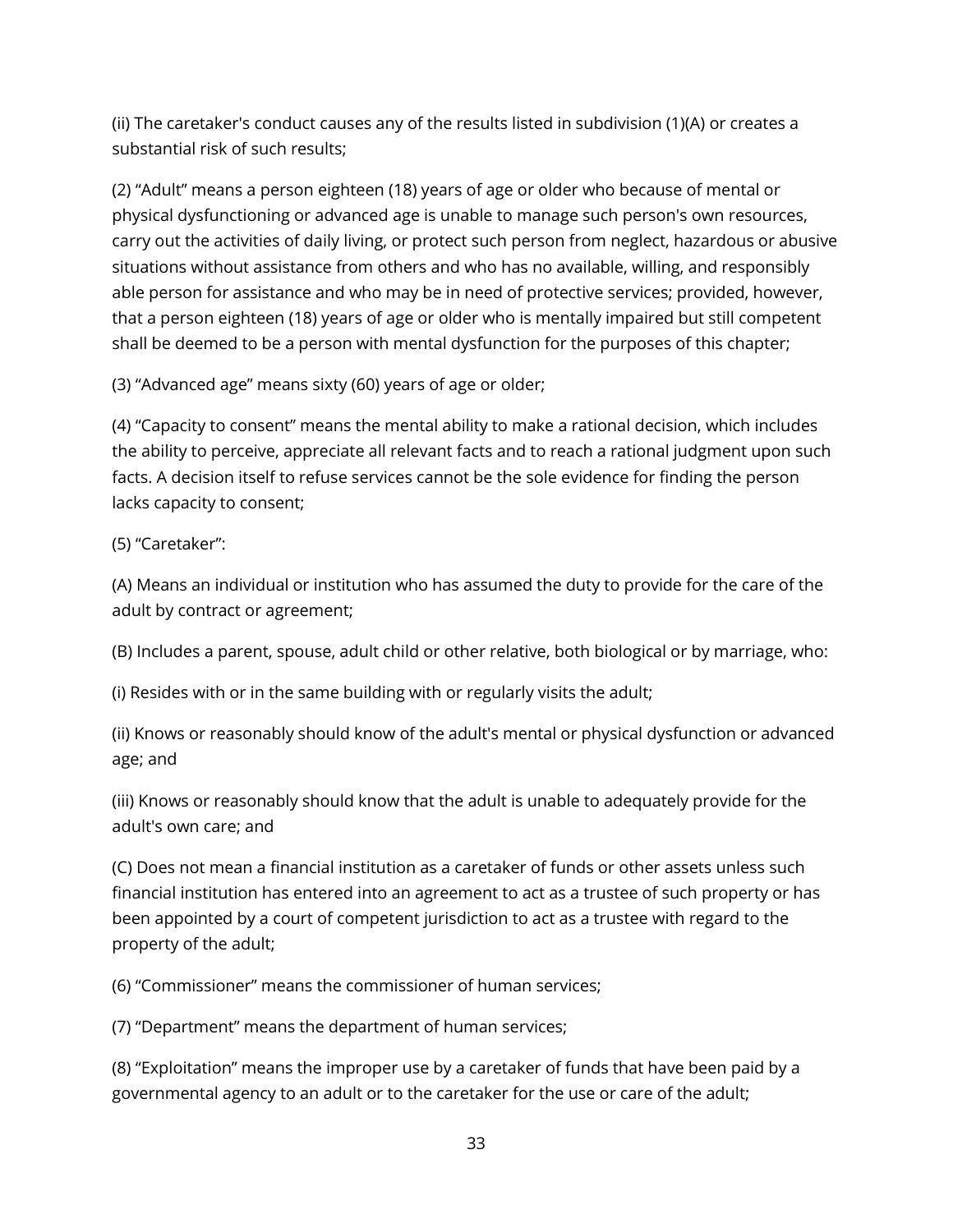(ii) The caretaker's conduct causes any of the results listed in subdivision (1)(A) or creates a substantial risk of such results;

(2) “Adult” means a person eighteen (18) years of age or older who because of mental or physical dysfunctioning or advanced age is unable to manage such person's own resources, carry out the activities of daily living, or protect such person from neglect, hazardous or abusive situations without assistance from others and who has no available, willing, and responsibly able person for assistance and who may be in need of protective services; provided, however, that a person eighteen (18) years of age or older who is mentally impaired but still competent shall be deemed to be a person with mental dysfunction for the purposes of this chapter;

(3) “Advanced age” means sixty (60) years of age or older;

(4) “Capacity to consent” means the mental ability to make a rational decision, which includes the ability to perceive, appreciate all relevant facts and to reach a rational judgment upon such facts. A decision itself to refuse services cannot be the sole evidence for finding the person lacks capacity to consent;

(5) “Caretaker”:

(A) Means an individual or institution who has assumed the duty to provide for the care of the adult by contract or agreement;

(B) Includes a parent, spouse, adult child or other relative, both biological or by marriage, who:

(i) Resides with or in the same building with or regularly visits the adult;

(ii) Knows or reasonably should know of the adult's mental or physical dysfunction or advanced age; and

(iii) Knows or reasonably should know that the adult is unable to adequately provide for the adult's own care; and

(C) Does not mean a financial institution as a caretaker of funds or other assets unless such financial institution has entered into an agreement to act as a trustee of such property or has been appointed by a court of competent jurisdiction to act as a trustee with regard to the property of the adult;

(6) “Commissioner” means the commissioner of human services;

(7) “Department” means the department of human services;

(8) “Exploitation” means the improper use by a caretaker of funds that have been paid by a governmental agency to an adult or to the caretaker for the use or care of the adult;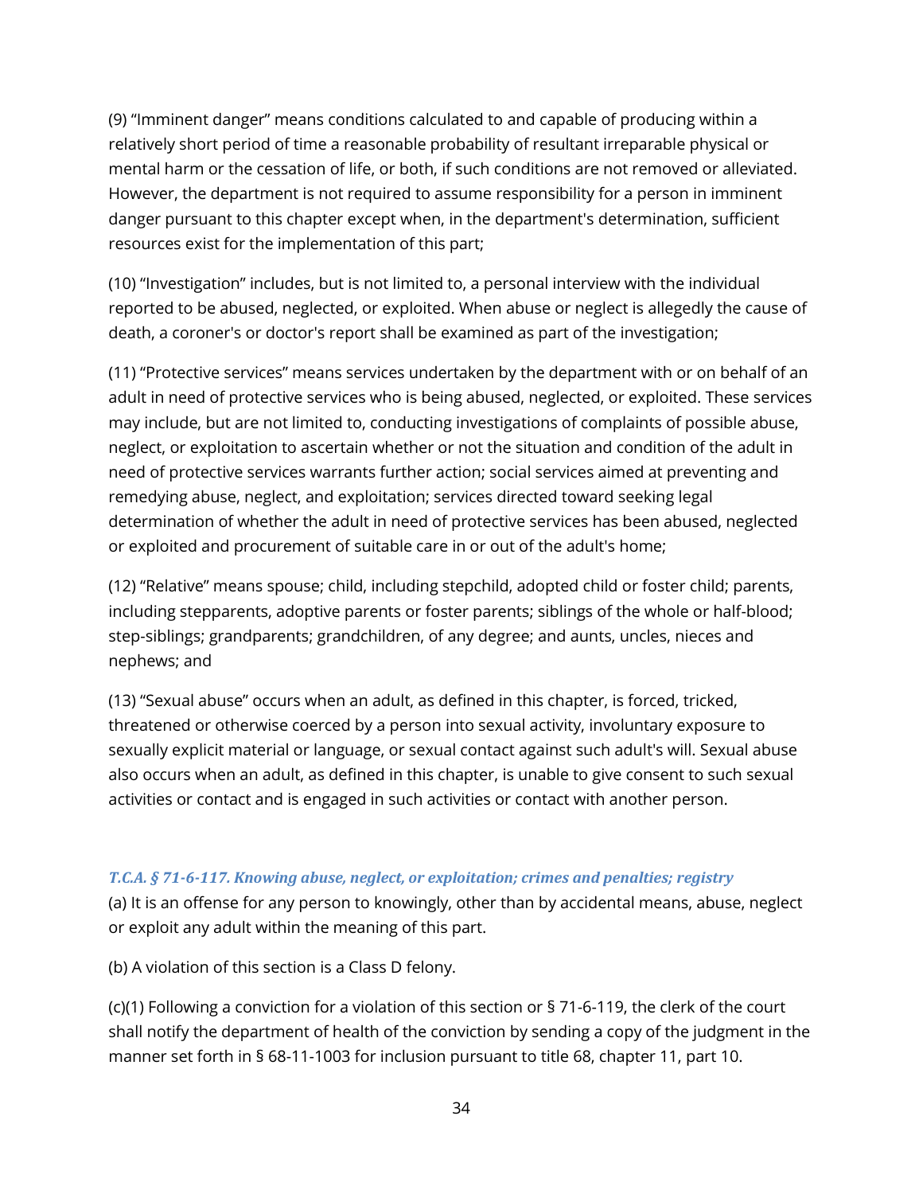(9) “Imminent danger” means conditions calculated to and capable of producing within a relatively short period of time a reasonable probability of resultant irreparable physical or mental harm or the cessation of life, or both, if such conditions are not removed or alleviated. However, the department is not required to assume responsibility for a person in imminent danger pursuant to this chapter except when, in the department's determination, sufficient resources exist for the implementation of this part;

(10) “Investigation” includes, but is not limited to, a personal interview with the individual reported to be abused, neglected, or exploited. When abuse or neglect is allegedly the cause of death, a coroner's or doctor's report shall be examined as part of the investigation;

(11) “Protective services” means services undertaken by the department with or on behalf of an adult in need of protective services who is being abused, neglected, or exploited. These services may include, but are not limited to, conducting investigations of complaints of possible abuse, neglect, or exploitation to ascertain whether or not the situation and condition of the adult in need of protective services warrants further action; social services aimed at preventing and remedying abuse, neglect, and exploitation; services directed toward seeking legal determination of whether the adult in need of protective services has been abused, neglected or exploited and procurement of suitable care in or out of the adult's home;

(12) “Relative” means spouse; child, including stepchild, adopted child or foster child; parents, including stepparents, adoptive parents or foster parents; siblings of the whole or half-blood; step-siblings; grandparents; grandchildren, of any degree; and aunts, uncles, nieces and nephews; and

(13) “Sexual abuse” occurs when an adult, as defined in this chapter, is forced, tricked, threatened or otherwise coerced by a person into sexual activity, involuntary exposure to sexually explicit material or language, or sexual contact against such adult's will. Sexual abuse also occurs when an adult, as defined in this chapter, is unable to give consent to such sexual activities or contact and is engaged in such activities or contact with another person.

### *T.C.A. § 71-6-117. Knowing abuse, neglect, or exploitation; crimes and penalties; registry*

(a) It is an offense for any person to knowingly, other than by accidental means, abuse, neglect or exploit any adult within the meaning of this part.

(b) A violation of this section is a Class D felony.

(c)(1) Following a conviction for a violation of this section or § 71-6-119, the clerk of the court shall notify the department of health of the conviction by sending a copy of the judgment in the manner set forth in § 68-11-1003 for inclusion pursuant to title 68, chapter 11, part 10.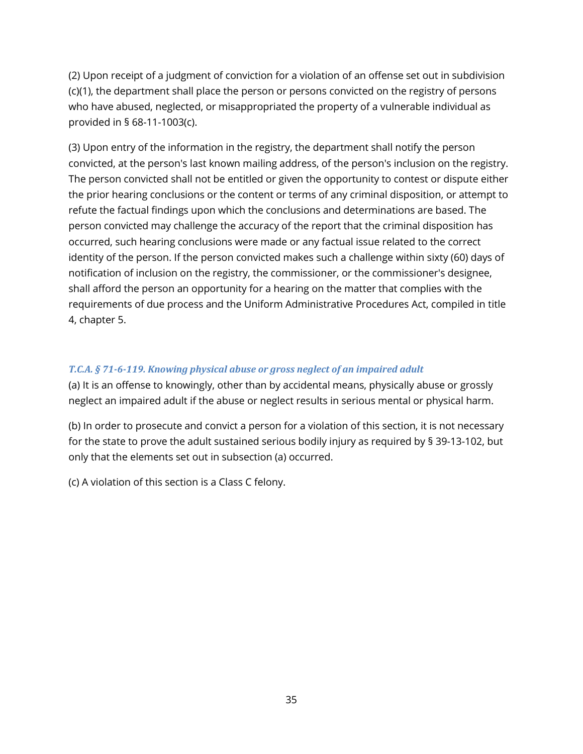(2) Upon receipt of a judgment of conviction for a violation of an offense set out in subdivision (c)(1), the department shall place the person or persons convicted on the registry of persons who have abused, neglected, or misappropriated the property of a vulnerable individual as provided in § 68-11-1003(c).

(3) Upon entry of the information in the registry, the department shall notify the person convicted, at the person's last known mailing address, of the person's inclusion on the registry. The person convicted shall not be entitled or given the opportunity to contest or dispute either the prior hearing conclusions or the content or terms of any criminal disposition, or attempt to refute the factual findings upon which the conclusions and determinations are based. The person convicted may challenge the accuracy of the report that the criminal disposition has occurred, such hearing conclusions were made or any factual issue related to the correct identity of the person. If the person convicted makes such a challenge within sixty (60) days of notification of inclusion on the registry, the commissioner, or the commissioner's designee, shall afford the person an opportunity for a hearing on the matter that complies with the requirements of due process and the Uniform Administrative Procedures Act, compiled in title 4, chapter 5.

### *T.C.A. § 71-6-119. Knowing physical abuse or gross neglect of an impaired adult*

(a) It is an offense to knowingly, other than by accidental means, physically abuse or grossly neglect an impaired adult if the abuse or neglect results in serious mental or physical harm.

(b) In order to prosecute and convict a person for a violation of this section, it is not necessary for the state to prove the adult sustained serious bodily injury as required by § 39-13-102, but only that the elements set out in subsection (a) occurred.

(c) A violation of this section is a Class C felony.